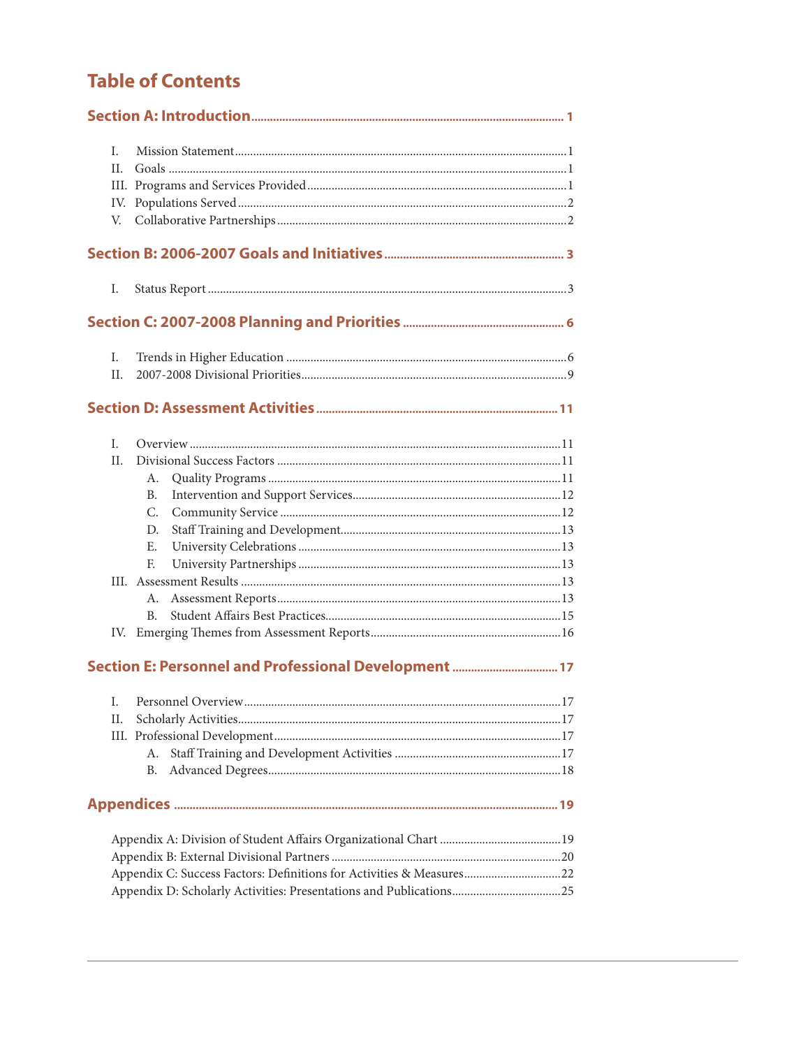# Table of Contents

**Section A: Introduction** .......... 1

- I. Mission Statement .......... 1
- II. Goals .......... 1
- III. Programs and Services Provided .......... 1
- IV. Populations Served .......... 2
- V. Collaborative Partnerships .......... 2

**Section B: 2006-2007 Goals and Initiatives** .......... 3

- I. Status Report .......... 3

**Section C: 2007-2008 Planning and Priorities** .......... 6

- I. Trends in Higher Education .......... 6
- II. 2007-2008 Divisional Priorities .......... 9

**Section D: Assessment Activities** .......... 11

- I. Overview .......... 11
- II. Divisional Success Factors .......... 11
  - A. Quality Programs .......... 11
  - B. Intervention and Support Services .......... 12
  - C. Community Service .......... 12
  - D. Staff Training and Development .......... 13
  - E. University Celebrations .......... 13
  - F. University Partnerships .......... 13
- III. Assessment Results .......... 13
  - A. Assessment Reports .......... 13
  - B. Student Affairs Best Practices .......... 15
- IV. Emerging Themes from Assessment Reports .......... 16

**Section E: Personnel and Professional Development** .......... 17

- I. Personnel Overview .......... 17
- II. Scholarly Activities .......... 17
- III. Professional Development .......... 17
  - A. Staff Training and Development Activities .......... 17
  - B. Advanced Degrees .......... 18

**Appendices** .......... 19

- Appendix A: Division of Student Affairs Organizational Chart .......... 19
- Appendix B: External Divisional Partners .......... 20
- Appendix C: Success Factors: Definitions for Activities & Measures .......... 22
- Appendix D: Scholarly Activities: Presentations and Publications .......... 25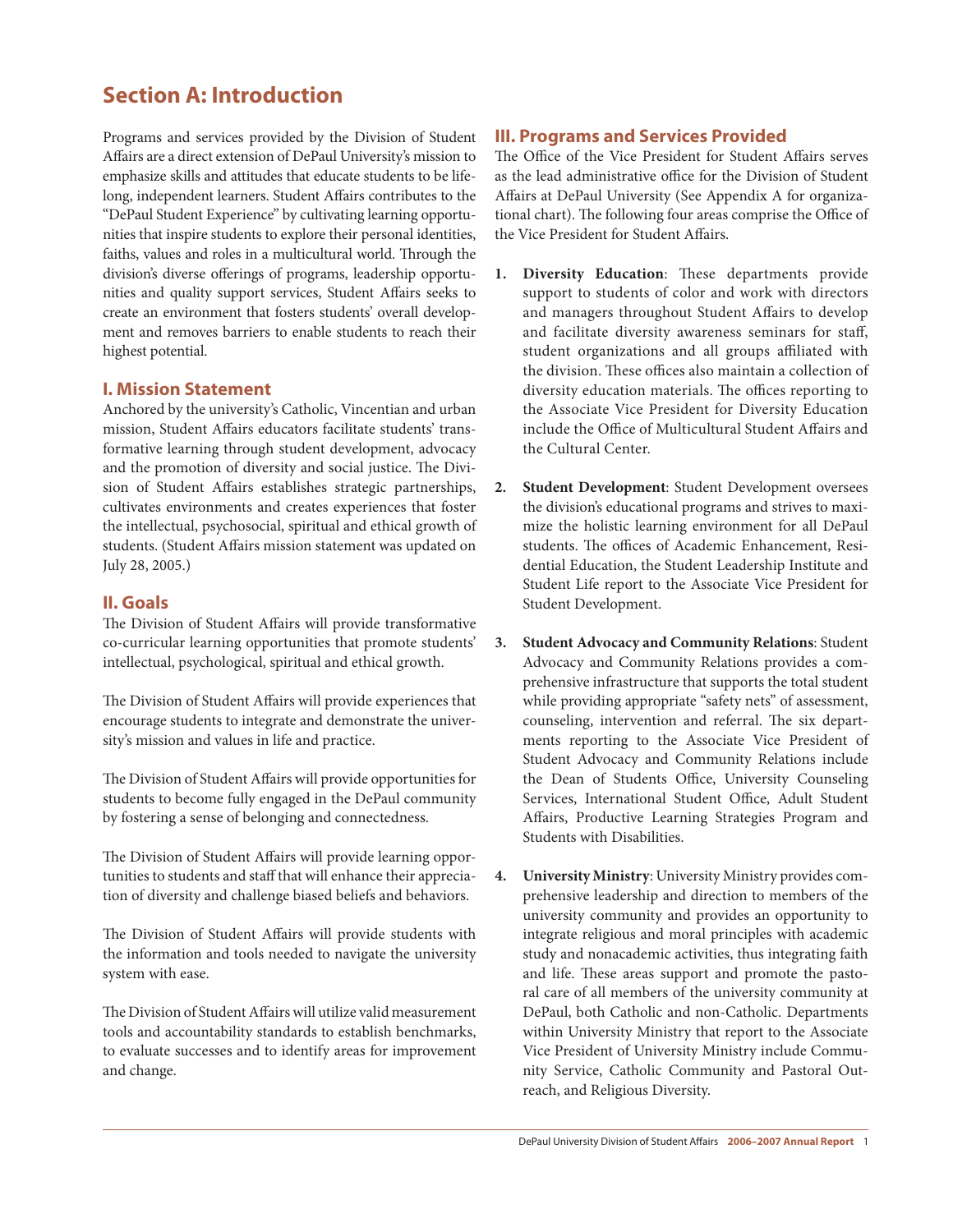# Section A: Introduction

Programs and services provided by the Division of Student Affairs are a direct extension of DePaul University's mission to emphasize skills and attitudes that educate students to be lifelong, independent learners. Student Affairs contributes to the "DePaul Student Experience" by cultivating learning opportunities that inspire students to explore their personal identities, faiths, values and roles in a multicultural world. Through the division's diverse offerings of programs, leadership opportunities and quality support services, Student Affairs seeks to create an environment that fosters students' overall development and removes barriers to enable students to reach their highest potential.

## I. Mission Statement

Anchored by the university's Catholic, Vincentian and urban mission, Student Affairs educators facilitate students' transformative learning through student development, advocacy and the promotion of diversity and social justice. The Division of Student Affairs establishes strategic partnerships, cultivates environments and creates experiences that foster the intellectual, psychosocial, spiritual and ethical growth of students. (Student Affairs mission statement was updated on July 28, 2005.)

## II. Goals

The Division of Student Affairs will provide transformative co-curricular learning opportunities that promote students' intellectual, psychological, spiritual and ethical growth.

The Division of Student Affairs will provide experiences that encourage students to integrate and demonstrate the university's mission and values in life and practice.

The Division of Student Affairs will provide opportunities for students to become fully engaged in the DePaul community by fostering a sense of belonging and connectedness.

The Division of Student Affairs will provide learning opportunities to students and staff that will enhance their appreciation of diversity and challenge biased beliefs and behaviors.

The Division of Student Affairs will provide students with the information and tools needed to navigate the university system with ease.

The Division of Student Affairs will utilize valid measurement tools and accountability standards to establish benchmarks, to evaluate successes and to identify areas for improvement and change.

## III. Programs and Services Provided

The Office of the Vice President for Student Affairs serves as the lead administrative office for the Division of Student Affairs at DePaul University (See Appendix A for organizational chart). The following four areas comprise the Office of the Vice President for Student Affairs.

1. **Diversity Education**: These departments provide support to students of color and work with directors and managers throughout Student Affairs to develop and facilitate diversity awareness seminars for staff, student organizations and all groups affiliated with the division. These offices also maintain a collection of diversity education materials. The offices reporting to the Associate Vice President for Diversity Education include the Office of Multicultural Student Affairs and the Cultural Center.

2. **Student Development**: Student Development oversees the division's educational programs and strives to maximize the holistic learning environment for all DePaul students. The offices of Academic Enhancement, Residential Education, the Student Leadership Institute and Student Life report to the Associate Vice President for Student Development.

3. **Student Advocacy and Community Relations**: Student Advocacy and Community Relations provides a comprehensive infrastructure that supports the total student while providing appropriate "safety nets" of assessment, counseling, intervention and referral. The six departments reporting to the Associate Vice President of Student Advocacy and Community Relations include the Dean of Students Office, University Counseling Services, International Student Office, Adult Student Affairs, Productive Learning Strategies Program and Students with Disabilities.

4. **University Ministry**: University Ministry provides comprehensive leadership and direction to members of the university community and provides an opportunity to integrate religious and moral principles with academic study and nonacademic activities, thus integrating faith and life. These areas support and promote the pastoral care of all members of the university community at DePaul, both Catholic and non-Catholic. Departments within University Ministry that report to the Associate Vice President of University Ministry include Community Service, Catholic Community and Pastoral Outreach, and Religious Diversity.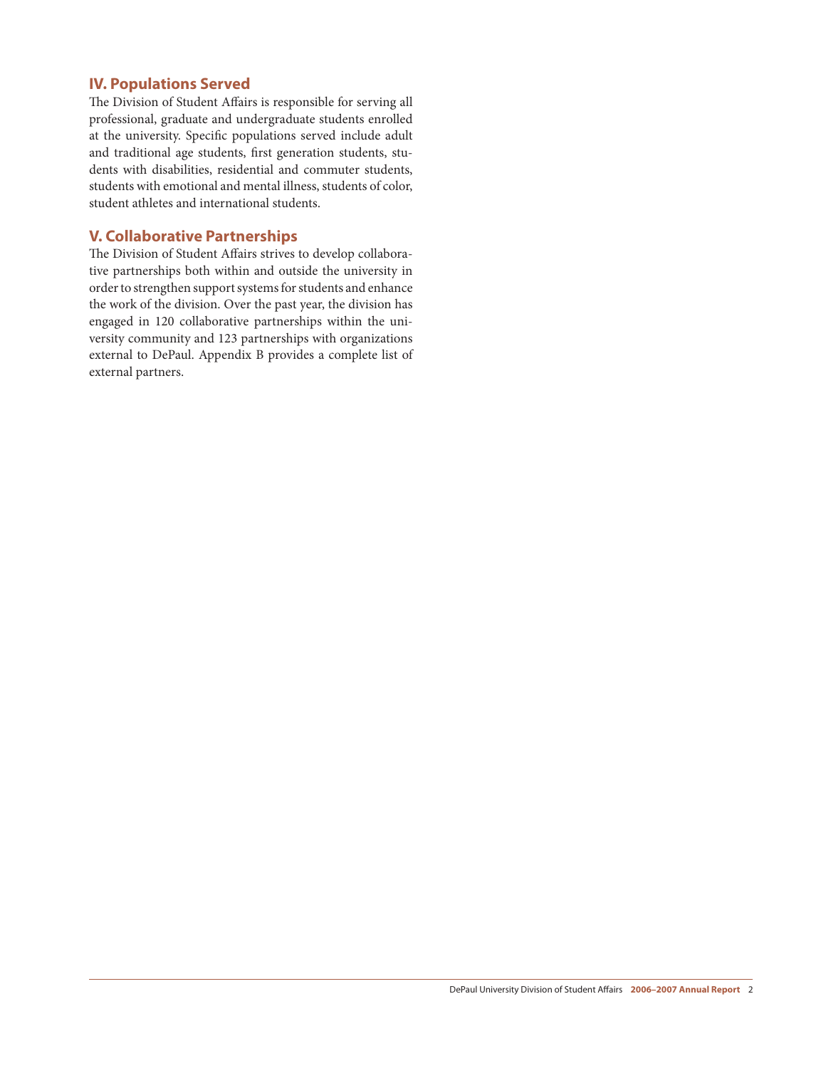## IV. Populations Served

The Division of Student Affairs is responsible for serving all professional, graduate and undergraduate students enrolled at the university. Specific populations served include adult and traditional age students, first generation students, students with disabilities, residential and commuter students, students with emotional and mental illness, students of color, student athletes and international students.

## V. Collaborative Partnerships

The Division of Student Affairs strives to develop collaborative partnerships both within and outside the university in order to strengthen support systems for students and enhance the work of the division. Over the past year, the division has engaged in 120 collaborative partnerships within the university community and 123 partnerships with organizations external to DePaul. Appendix B provides a complete list of external partners.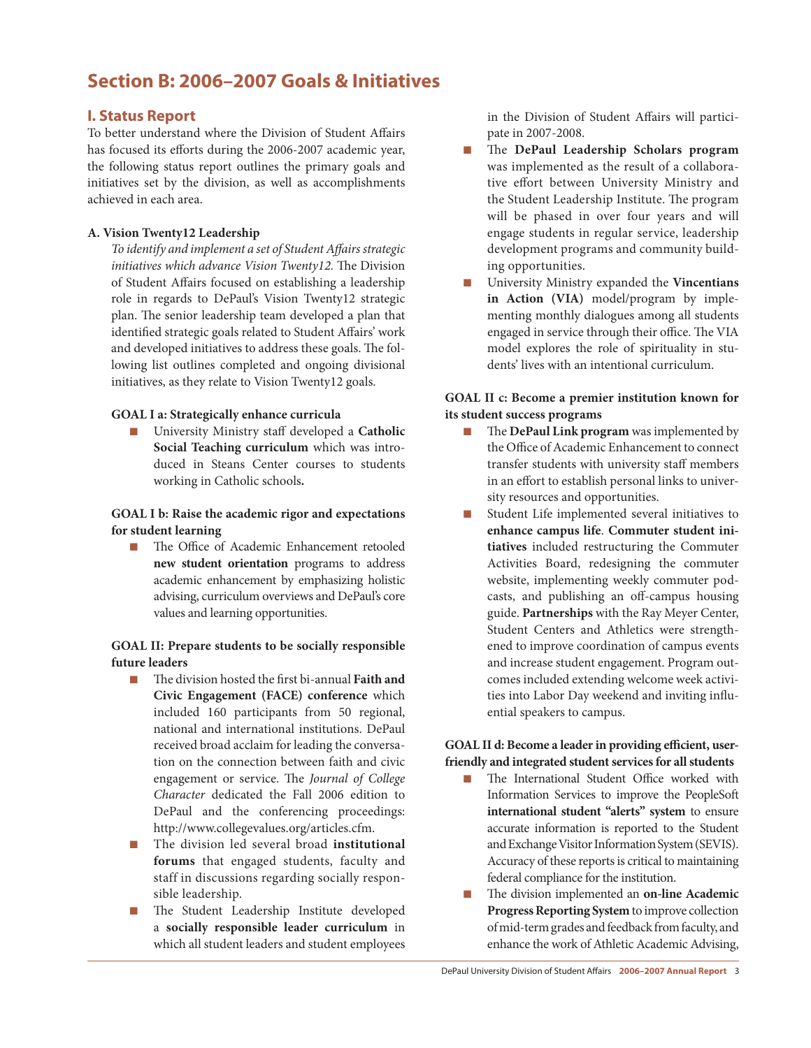# Section B: 2006–2007 Goals & Initiatives

## I. Status Report

To better understand where the Division of Student Affairs has focused its efforts during the 2006-2007 academic year, the following status report outlines the primary goals and initiatives set by the division, as well as accomplishments achieved in each area.

### A. Vision Twenty12 Leadership

*To identify and implement a set of Student Affairs strategic initiatives which advance Vision Twenty12.* The Division of Student Affairs focused on establishing a leadership role in regards to DePaul's Vision Twenty12 strategic plan. The senior leadership team developed a plan that identified strategic goals related to Student Affairs' work and developed initiatives to address these goals. The following list outlines completed and ongoing divisional initiatives, as they relate to Vision Twenty12 goals.

**GOAL I a: Strategically enhance curricula**

- University Ministry staff developed a **Catholic Social Teaching curriculum** which was introduced in Steans Center courses to students working in Catholic schools**.**

**GOAL I b: Raise the academic rigor and expectations for student learning**

- The Office of Academic Enhancement retooled **new student orientation** programs to address academic enhancement by emphasizing holistic advising, curriculum overviews and DePaul's core values and learning opportunities.

**GOAL II: Prepare students to be socially responsible future leaders**

- The division hosted the first bi-annual **Faith and Civic Engagement (FACE) conference** which included 160 participants from 50 regional, national and international institutions. DePaul received broad acclaim for leading the conversation on the connection between faith and civic engagement or service. The *Journal of College Character* dedicated the Fall 2006 edition to DePaul and the conferencing proceedings: http://www.collegevalues.org/articles.cfm.
- The division led several broad **institutional forums** that engaged students, faculty and staff in discussions regarding socially responsible leadership.
- The Student Leadership Institute developed a **socially responsible leader curriculum** in which all student leaders and student employees in the Division of Student Affairs will participate in 2007-2008.
- The **DePaul Leadership Scholars program** was implemented as the result of a collaborative effort between University Ministry and the Student Leadership Institute. The program will be phased in over four years and will engage students in regular service, leadership development programs and community building opportunities.
- University Ministry expanded the **Vincentians in Action (VIA)** model/program by implementing monthly dialogues among all students engaged in service through their office. The VIA model explores the role of spirituality in students' lives with an intentional curriculum.

**GOAL II c: Become a premier institution known for its student success programs**

- The **DePaul Link program** was implemented by the Office of Academic Enhancement to connect transfer students with university staff members in an effort to establish personal links to university resources and opportunities.
- Student Life implemented several initiatives to **enhance campus life**. **Commuter student initiatives** included restructuring the Commuter Activities Board, redesigning the commuter website, implementing weekly commuter podcasts, and publishing an off-campus housing guide. **Partnerships** with the Ray Meyer Center, Student Centers and Athletics were strengthened to improve coordination of campus events and increase student engagement. Program outcomes included extending welcome week activities into Labor Day weekend and inviting influential speakers to campus.

**GOAL II d: Become a leader in providing efficient, user-friendly and integrated student services for all students**

- The International Student Office worked with Information Services to improve the PeopleSoft **international student "alerts" system** to ensure accurate information is reported to the Student and Exchange Visitor Information System (SEVIS). Accuracy of these reports is critical to maintaining federal compliance for the institution.
- The division implemented an **on-line Academic Progress Reporting System** to improve collection of mid-term grades and feedback from faculty, and enhance the work of Athletic Academic Advising,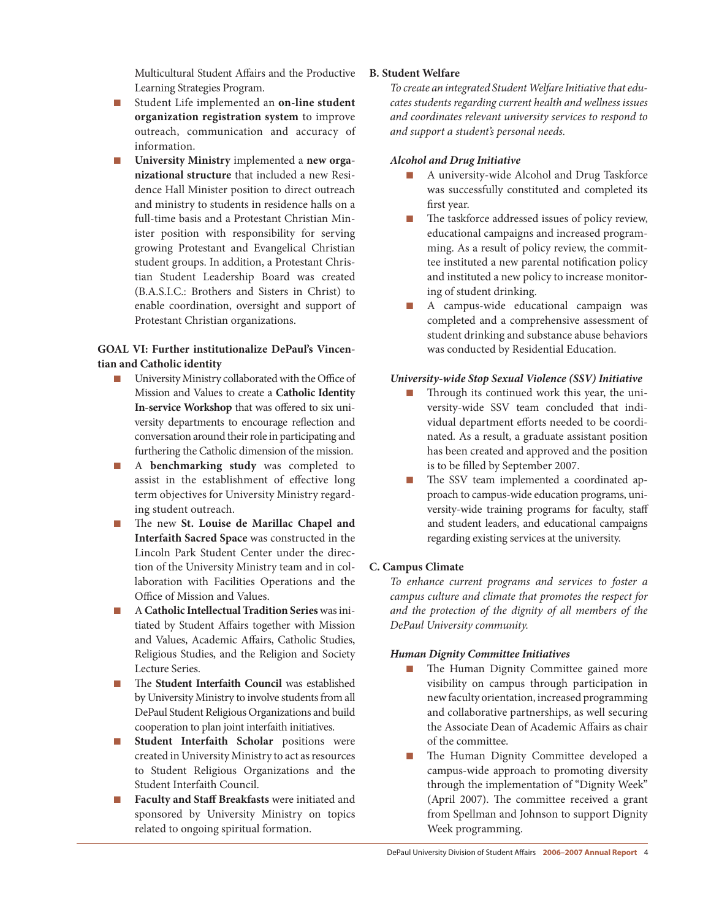Multicultural Student Affairs and the Productive Learning Strategies Program.

- Student Life implemented an **on-line student organization registration system** to improve outreach, communication and accuracy of information.
- **University Ministry** implemented a **new organizational structure** that included a new Residence Hall Minister position to direct outreach and ministry to students in residence halls on a full-time basis and a Protestant Christian Minister position with responsibility for serving growing Protestant and Evangelical Christian student groups. In addition, a Protestant Christian Student Leadership Board was created (B.A.S.I.C.: Brothers and Sisters in Christ) to enable coordination, oversight and support of Protestant Christian organizations.

**GOAL VI: Further institutionalize DePaul's Vincentian and Catholic identity**

- University Ministry collaborated with the Office of Mission and Values to create a **Catholic Identity In-service Workshop** that was offered to six university departments to encourage reflection and conversation around their role in participating and furthering the Catholic dimension of the mission.
- A **benchmarking study** was completed to assist in the establishment of effective long term objectives for University Ministry regarding student outreach.
- The new **St. Louise de Marillac Chapel and Interfaith Sacred Space** was constructed in the Lincoln Park Student Center under the direction of the University Ministry team and in collaboration with Facilities Operations and the Office of Mission and Values.
- A **Catholic Intellectual Tradition Series** was initiated by Student Affairs together with Mission and Values, Academic Affairs, Catholic Studies, Religious Studies, and the Religion and Society Lecture Series.
- The **Student Interfaith Council** was established by University Ministry to involve students from all DePaul Student Religious Organizations and build cooperation to plan joint interfaith initiatives.
- **Student Interfaith Scholar** positions were created in University Ministry to act as resources to Student Religious Organizations and the Student Interfaith Council.
- **Faculty and Staff Breakfasts** were initiated and sponsored by University Ministry on topics related to ongoing spiritual formation.

**B. Student Welfare**

*To create an integrated Student Welfare Initiative that educates students regarding current health and wellness issues and coordinates relevant university services to respond to and support a student's personal needs.*

***Alcohol and Drug Initiative***

- A university-wide Alcohol and Drug Taskforce was successfully constituted and completed its first year.
- The taskforce addressed issues of policy review, educational campaigns and increased programming. As a result of policy review, the committee instituted a new parental notification policy and instituted a new policy to increase monitoring of student drinking.
- A campus-wide educational campaign was completed and a comprehensive assessment of student drinking and substance abuse behaviors was conducted by Residential Education.

***University-wide Stop Sexual Violence (SSV) Initiative***

- Through its continued work this year, the university-wide SSV team concluded that individual department efforts needed to be coordinated. As a result, a graduate assistant position has been created and approved and the position is to be filled by September 2007.
- The SSV team implemented a coordinated approach to campus-wide education programs, university-wide training programs for faculty, staff and student leaders, and educational campaigns regarding existing services at the university.

**C. Campus Climate**

*To enhance current programs and services to foster a campus culture and climate that promotes the respect for and the protection of the dignity of all members of the DePaul University community.*

***Human Dignity Committee Initiatives***

- The Human Dignity Committee gained more visibility on campus through participation in new faculty orientation, increased programming and collaborative partnerships, as well securing the Associate Dean of Academic Affairs as chair of the committee.
- The Human Dignity Committee developed a campus-wide approach to promoting diversity through the implementation of "Dignity Week" (April 2007). The committee received a grant from Spellman and Johnson to support Dignity Week programming.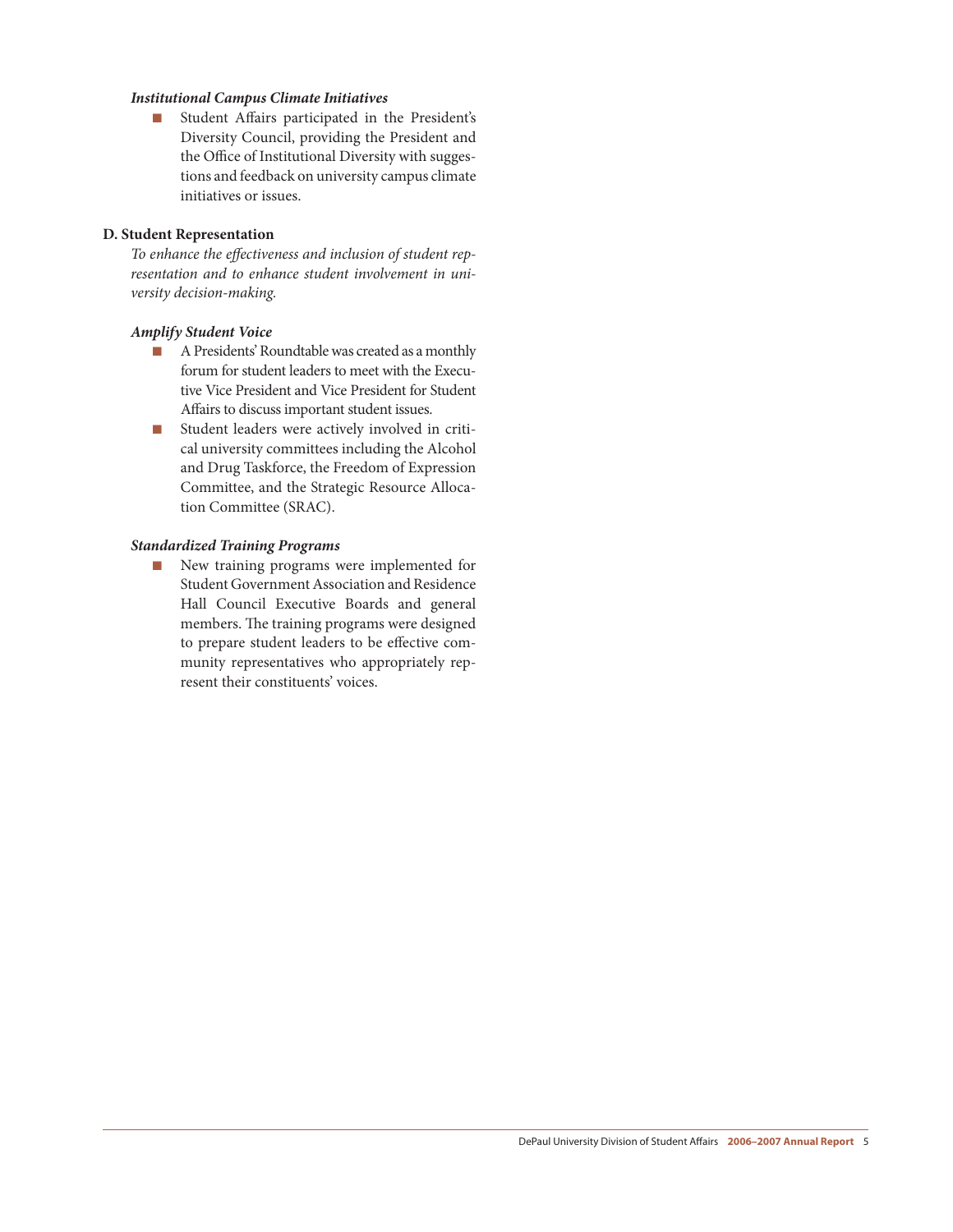***Institutional Campus Climate Initiatives***

- Student Affairs participated in the President's Diversity Council, providing the President and the Office of Institutional Diversity with suggestions and feedback on university campus climate initiatives or issues.

**D. Student Representation**

*To enhance the effectiveness and inclusion of student representation and to enhance student involvement in university decision-making.*

***Amplify Student Voice***

- A Presidents' Roundtable was created as a monthly forum for student leaders to meet with the Executive Vice President and Vice President for Student Affairs to discuss important student issues.
- Student leaders were actively involved in critical university committees including the Alcohol and Drug Taskforce, the Freedom of Expression Committee, and the Strategic Resource Allocation Committee (SRAC).

***Standardized Training Programs***

- New training programs were implemented for Student Government Association and Residence Hall Council Executive Boards and general members. The training programs were designed to prepare student leaders to be effective community representatives who appropriately represent their constituents' voices.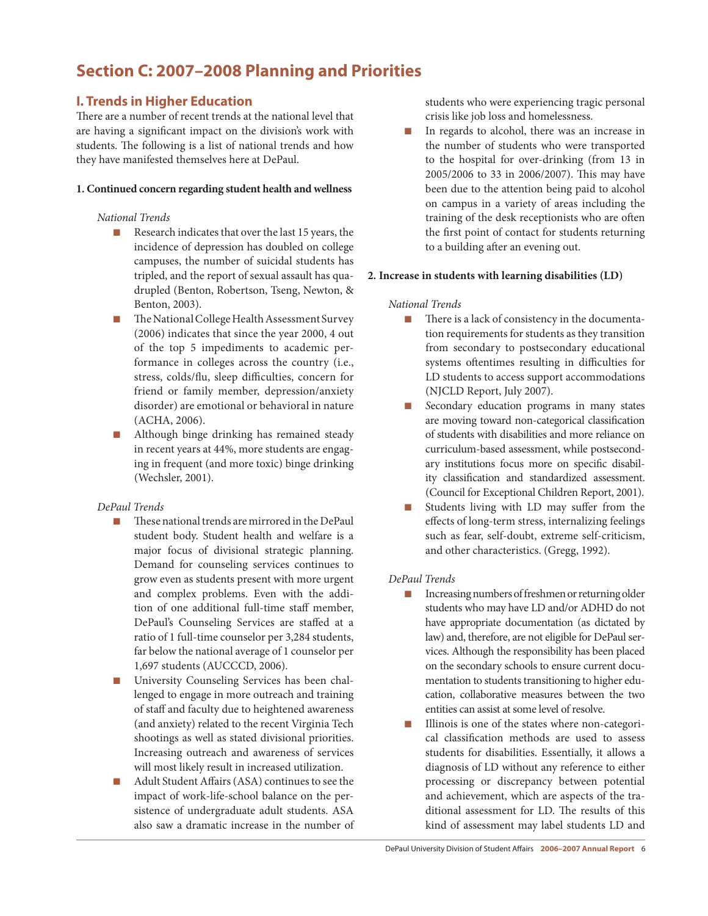# Section C: 2007–2008 Planning and Priorities

## I. Trends in Higher Education

There are a number of recent trends at the national level that are having a significant impact on the division's work with students. The following is a list of national trends and how they have manifested themselves here at DePaul.

**1. Continued concern regarding student health and wellness**

*National Trends*

- Research indicates that over the last 15 years, the incidence of depression has doubled on college campuses, the number of suicidal students has tripled, and the report of sexual assault has quadrupled (Benton, Robertson, Tseng, Newton, & Benton, 2003).
- The National College Health Assessment Survey (2006) indicates that since the year 2000, 4 out of the top 5 impediments to academic performance in colleges across the country (i.e., stress, colds/flu, sleep difficulties, concern for friend or family member, depression/anxiety disorder) are emotional or behavioral in nature (ACHA, 2006).
- Although binge drinking has remained steady in recent years at 44%, more students are engaging in frequent (and more toxic) binge drinking (Wechsler, 2001).

*DePaul Trends*

- These national trends are mirrored in the DePaul student body. Student health and welfare is a major focus of divisional strategic planning. Demand for counseling services continues to grow even as students present with more urgent and complex problems. Even with the addition of one additional full-time staff member, DePaul's Counseling Services are staffed at a ratio of 1 full-time counselor per 3,284 students, far below the national average of 1 counselor per 1,697 students (AUCCCD, 2006).
- University Counseling Services has been challenged to engage in more outreach and training of staff and faculty due to heightened awareness (and anxiety) related to the recent Virginia Tech shootings as well as stated divisional priorities. Increasing outreach and awareness of services will most likely result in increased utilization.
- Adult Student Affairs (ASA) continues to see the impact of work-life-school balance on the persistence of undergraduate adult students. ASA also saw a dramatic increase in the number of students who were experiencing tragic personal crisis like job loss and homelessness.
- In regards to alcohol, there was an increase in the number of students who were transported to the hospital for over-drinking (from 13 in 2005/2006 to 33 in 2006/2007). This may have been due to the attention being paid to alcohol on campus in a variety of areas including the training of the desk receptionists who are often the first point of contact for students returning to a building after an evening out.

**2. Increase in students with learning disabilities (LD)**

*National Trends*

- There is a lack of consistency in the documentation requirements for students as they transition from secondary to postsecondary educational systems oftentimes resulting in difficulties for LD students to access support accommodations (NJCLD Report, July 2007).
- Secondary education programs in many states are moving toward non-categorical classification of students with disabilities and more reliance on curriculum-based assessment, while postsecondary institutions focus more on specific disability classification and standardized assessment. (Council for Exceptional Children Report, 2001).
- Students living with LD may suffer from the effects of long-term stress, internalizing feelings such as fear, self-doubt, extreme self-criticism, and other characteristics. (Gregg, 1992).

*DePaul Trends*

- Increasing numbers of freshmen or returning older students who may have LD and/or ADHD do not have appropriate documentation (as dictated by law) and, therefore, are not eligible for DePaul services. Although the responsibility has been placed on the secondary schools to ensure current documentation to students transitioning to higher education, collaborative measures between the two entities can assist at some level of resolve.
- Illinois is one of the states where non-categorical classification methods are used to assess students for disabilities. Essentially, it allows a diagnosis of LD without any reference to either processing or discrepancy between potential and achievement, which are aspects of the traditional assessment for LD. The results of this kind of assessment may label students LD and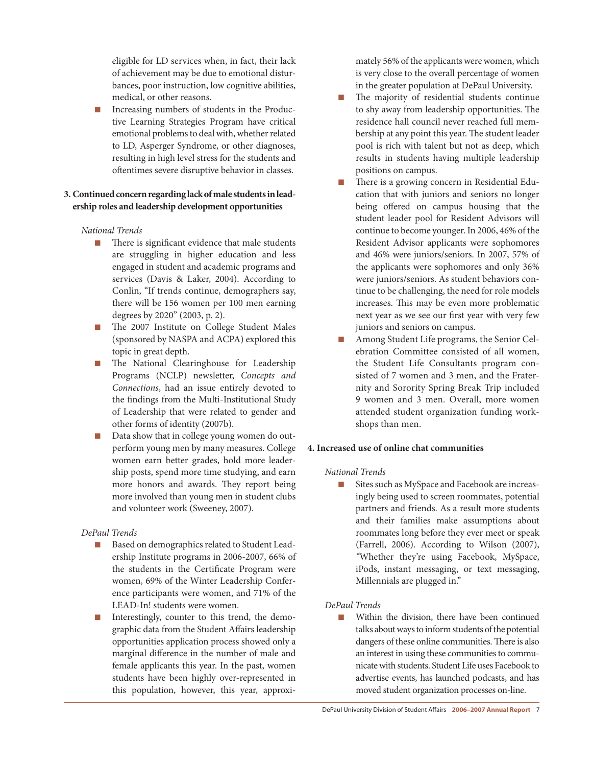eligible for LD services when, in fact, their lack of achievement may be due to emotional disturbances, poor instruction, low cognitive abilities, medical, or other reasons.

- Increasing numbers of students in the Productive Learning Strategies Program have critical emotional problems to deal with, whether related to LD, Asperger Syndrome, or other diagnoses, resulting in high level stress for the students and oftentimes severe disruptive behavior in classes.

**3. Continued concern regarding lack of male students in leadership roles and leadership development opportunities**

*National Trends*

- There is significant evidence that male students are struggling in higher education and less engaged in student and academic programs and services (Davis & Laker, 2004). According to Conlin, "If trends continue, demographers say, there will be 156 women per 100 men earning degrees by 2020" (2003, p. 2).
- The 2007 Institute on College Student Males (sponsored by NASPA and ACPA) explored this topic in great depth.
- The National Clearinghouse for Leadership Programs (NCLP) newsletter, *Concepts and Connections*, had an issue entirely devoted to the findings from the Multi-Institutional Study of Leadership that were related to gender and other forms of identity (2007b).
- Data show that in college young women do outperform young men by many measures. College women earn better grades, hold more leadership posts, spend more time studying, and earn more honors and awards. They report being more involved than young men in student clubs and volunteer work (Sweeney, 2007).

*DePaul Trends*

- Based on demographics related to Student Leadership Institute programs in 2006-2007, 66% of the students in the Certificate Program were women, 69% of the Winter Leadership Conference participants were women, and 71% of the LEAD-In! students were women.
- Interestingly, counter to this trend, the demographic data from the Student Affairs leadership opportunities application process showed only a marginal difference in the number of male and female applicants this year. In the past, women students have been highly over-represented in this population, however, this year, approximately 56% of the applicants were women, which is very close to the overall percentage of women in the greater population at DePaul University.
- The majority of residential students continue to shy away from leadership opportunities. The residence hall council never reached full membership at any point this year. The student leader pool is rich with talent but not as deep, which results in students having multiple leadership positions on campus.
- There is a growing concern in Residential Education that with juniors and seniors no longer being offered on campus housing that the student leader pool for Resident Advisors will continue to become younger. In 2006, 46% of the Resident Advisor applicants were sophomores and 46% were juniors/seniors. In 2007, 57% of the applicants were sophomores and only 36% were juniors/seniors. As student behaviors continue to be challenging, the need for role models increases. This may be even more problematic next year as we see our first year with very few juniors and seniors on campus.
- Among Student Life programs, the Senior Celebration Committee consisted of all women, the Student Life Consultants program consisted of 7 women and 3 men, and the Fraternity and Sorority Spring Break Trip included 9 women and 3 men. Overall, more women attended student organization funding workshops than men.

**4. Increased use of online chat communities**

*National Trends*

- Sites such as MySpace and Facebook are increasingly being used to screen roommates, potential partners and friends. As a result more students and their families make assumptions about roommates long before they ever meet or speak (Farrell, 2006). According to Wilson (2007), "Whether they're using Facebook, MySpace, iPods, instant messaging, or text messaging, Millennials are plugged in."

*DePaul Trends*

- Within the division, there have been continued talks about ways to inform students of the potential dangers of these online communities. There is also an interest in using these communities to communicate with students. Student Life uses Facebook to advertise events, has launched podcasts, and has moved student organization processes on-line.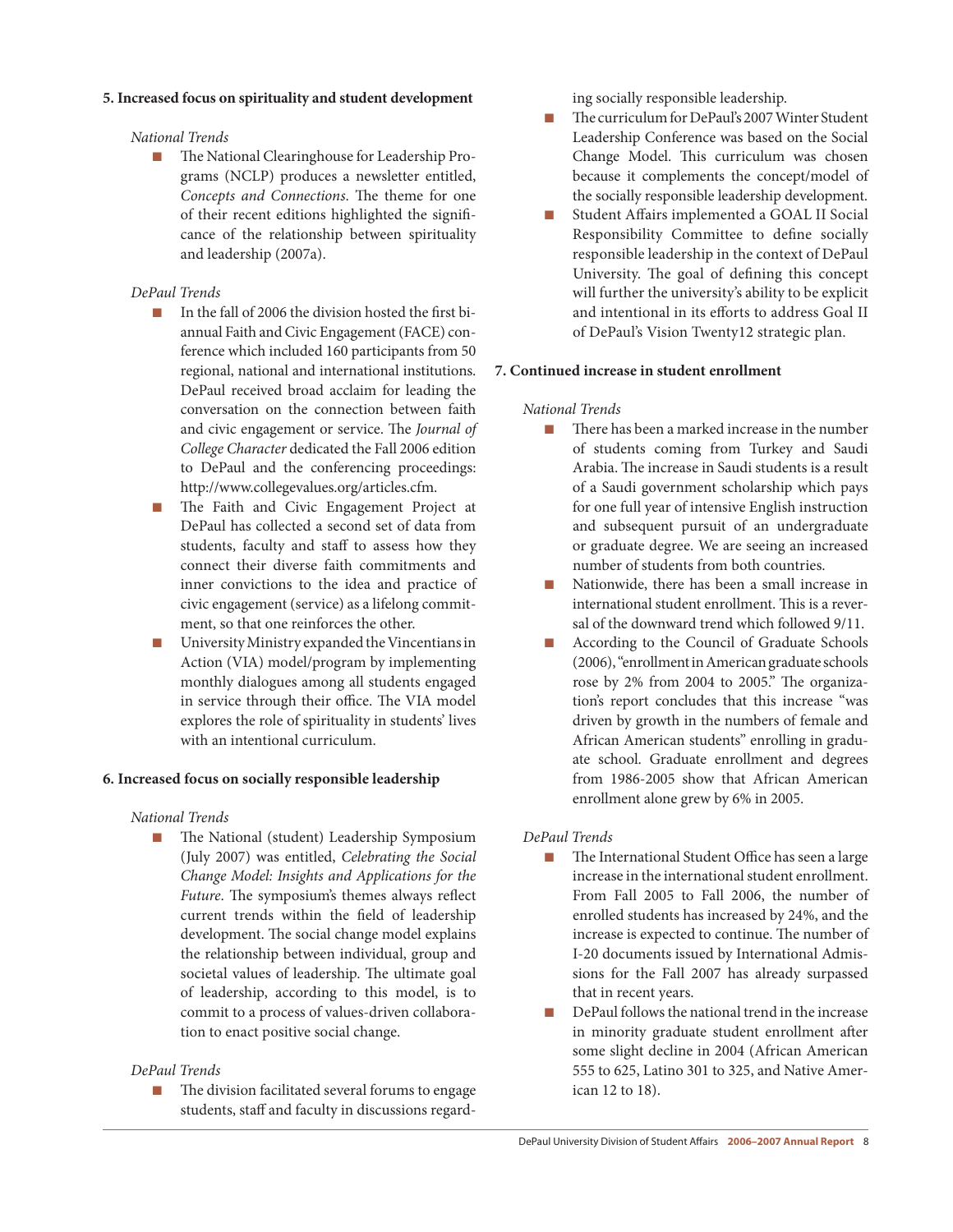**5. Increased focus on spirituality and student development**

*National Trends*

- The National Clearinghouse for Leadership Programs (NCLP) produces a newsletter entitled, *Concepts and Connections*. The theme for one of their recent editions highlighted the significance of the relationship between spirituality and leadership (2007a).

*DePaul Trends*

- In the fall of 2006 the division hosted the first biannual Faith and Civic Engagement (FACE) conference which included 160 participants from 50 regional, national and international institutions. DePaul received broad acclaim for leading the conversation on the connection between faith and civic engagement or service. The *Journal of College Character* dedicated the Fall 2006 edition to DePaul and the conferencing proceedings: http://www.collegevalues.org/articles.cfm.
- The Faith and Civic Engagement Project at DePaul has collected a second set of data from students, faculty and staff to assess how they connect their diverse faith commitments and inner convictions to the idea and practice of civic engagement (service) as a lifelong commitment, so that one reinforces the other.
- University Ministry expanded the Vincentians in Action (VIA) model/program by implementing monthly dialogues among all students engaged in service through their office. The VIA model explores the role of spirituality in students' lives with an intentional curriculum.

**6. Increased focus on socially responsible leadership**

*National Trends*

- The National (student) Leadership Symposium (July 2007) was entitled, *Celebrating the Social Change Model: Insights and Applications for the Future*. The symposium's themes always reflect current trends within the field of leadership development. The social change model explains the relationship between individual, group and societal values of leadership. The ultimate goal of leadership, according to this model, is to commit to a process of values-driven collaboration to enact positive social change.

*DePaul Trends*

- The division facilitated several forums to engage students, staff and faculty in discussions regarding socially responsible leadership.
- The curriculum for DePaul's 2007 Winter Student Leadership Conference was based on the Social Change Model. This curriculum was chosen because it complements the concept/model of the socially responsible leadership development.
- Student Affairs implemented a GOAL II Social Responsibility Committee to define socially responsible leadership in the context of DePaul University. The goal of defining this concept will further the university's ability to be explicit and intentional in its efforts to address Goal II of DePaul's Vision Twenty12 strategic plan.

**7. Continued increase in student enrollment**

*National Trends*

- There has been a marked increase in the number of students coming from Turkey and Saudi Arabia. The increase in Saudi students is a result of a Saudi government scholarship which pays for one full year of intensive English instruction and subsequent pursuit of an undergraduate or graduate degree. We are seeing an increased number of students from both countries.
- Nationwide, there has been a small increase in international student enrollment. This is a reversal of the downward trend which followed 9/11.
- According to the Council of Graduate Schools (2006), "enrollment in American graduate schools rose by 2% from 2004 to 2005." The organization's report concludes that this increase "was driven by growth in the numbers of female and African American students" enrolling in graduate school. Graduate enrollment and degrees from 1986-2005 show that African American enrollment alone grew by 6% in 2005.

*DePaul Trends*

- The International Student Office has seen a large increase in the international student enrollment. From Fall 2005 to Fall 2006, the number of enrolled students has increased by 24%, and the increase is expected to continue. The number of I-20 documents issued by International Admissions for the Fall 2007 has already surpassed that in recent years.
- DePaul follows the national trend in the increase in minority graduate student enrollment after some slight decline in 2004 (African American 555 to 625, Latino 301 to 325, and Native American 12 to 18).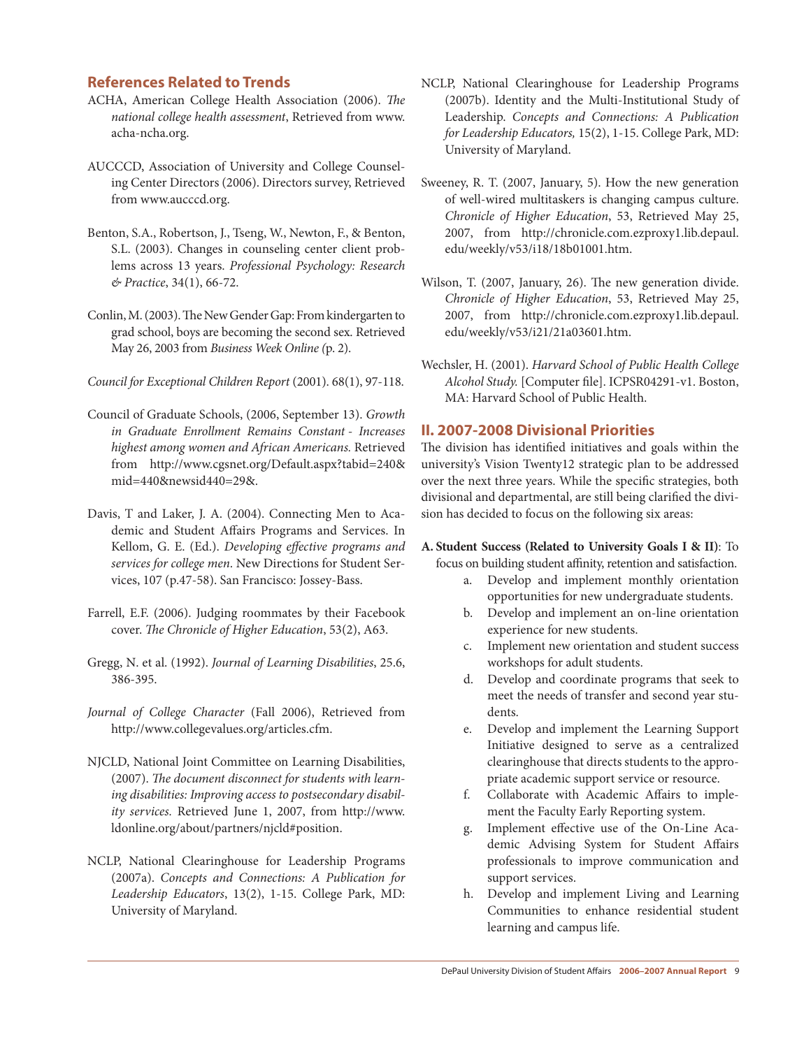## References Related to Trends

ACHA, American College Health Association (2006). *The national college health assessment*, Retrieved from www.acha-ncha.org.

AUCCCD, Association of University and College Counseling Center Directors (2006). Directors survey, Retrieved from www.aucccd.org.

Benton, S.A., Robertson, J., Tseng, W., Newton, F., & Benton, S.L. (2003). Changes in counseling center client problems across 13 years. *Professional Psychology: Research & Practice*, 34(1), 66-72.

Conlin, M. (2003). The New Gender Gap: From kindergarten to grad school, boys are becoming the second sex. Retrieved May 26, 2003 from *Business Week Online (*p. 2).

*Council for Exceptional Children Report* (2001). 68(1), 97-118.

Council of Graduate Schools, (2006, September 13). *Growth in Graduate Enrollment Remains Constant - Increases highest among women and African Americans.* Retrieved from http://www.cgsnet.org/Default.aspx?tabid=240&mid=440&newsid440=29&.

Davis, T and Laker, J. A. (2004). Connecting Men to Academic and Student Affairs Programs and Services. In Kellom, G. E. (Ed.). *Developing effective programs and services for college men*. New Directions for Student Services, 107 (p.47-58). San Francisco: Jossey-Bass.

Farrell, E.F. (2006). Judging roommates by their Facebook cover. *The Chronicle of Higher Education*, 53(2), A63.

Gregg, N. et al. (1992). *Journal of Learning Disabilities*, 25.6, 386-395.

*Journal of College Character* (Fall 2006), Retrieved from http://www.collegevalues.org/articles.cfm.

NJCLD, National Joint Committee on Learning Disabilities, (2007). *The document disconnect for students with learning disabilities: Improving access to postsecondary disability services.* Retrieved June 1, 2007, from http://www.ldonline.org/about/partners/njcld#position.

NCLP, National Clearinghouse for Leadership Programs (2007a). *Concepts and Connections: A Publication for Leadership Educators*, 13(2), 1-15. College Park, MD: University of Maryland.

NCLP, National Clearinghouse for Leadership Programs (2007b). Identity and the Multi-Institutional Study of Leadership. *Concepts and Connections: A Publication for Leadership Educators,* 15(2), 1-15. College Park, MD: University of Maryland.

Sweeney, R. T. (2007, January, 5). How the new generation of well-wired multitaskers is changing campus culture. *Chronicle of Higher Education*, 53, Retrieved May 25, 2007, from http://chronicle.com.ezproxy1.lib.depaul.edu/weekly/v53/i18/18b01001.htm.

Wilson, T. (2007, January, 26). The new generation divide. *Chronicle of Higher Education*, 53, Retrieved May 25, 2007, from http://chronicle.com.ezproxy1.lib.depaul.edu/weekly/v53/i21/21a03601.htm.

Wechsler, H. (2001). *Harvard School of Public Health College Alcohol Study.* [Computer file]. ICPSR04291-v1. Boston, MA: Harvard School of Public Health.

## II. 2007-2008 Divisional Priorities

The division has identified initiatives and goals within the university's Vision Twenty12 strategic plan to be addressed over the next three years. While the specific strategies, both divisional and departmental, are still being clarified the division has decided to focus on the following six areas:

**A. Student Success (Related to University Goals I & II)**: To focus on building student affinity, retention and satisfaction.

a. Develop and implement monthly orientation opportunities for new undergraduate students.
b. Develop and implement an on-line orientation experience for new students.
c. Implement new orientation and student success workshops for adult students.
d. Develop and coordinate programs that seek to meet the needs of transfer and second year students.
e. Develop and implement the Learning Support Initiative designed to serve as a centralized clearinghouse that directs students to the appropriate academic support service or resource.
f. Collaborate with Academic Affairs to implement the Faculty Early Reporting system.
g. Implement effective use of the On-Line Academic Advising System for Student Affairs professionals to improve communication and support services.
h. Develop and implement Living and Learning Communities to enhance residential student learning and campus life.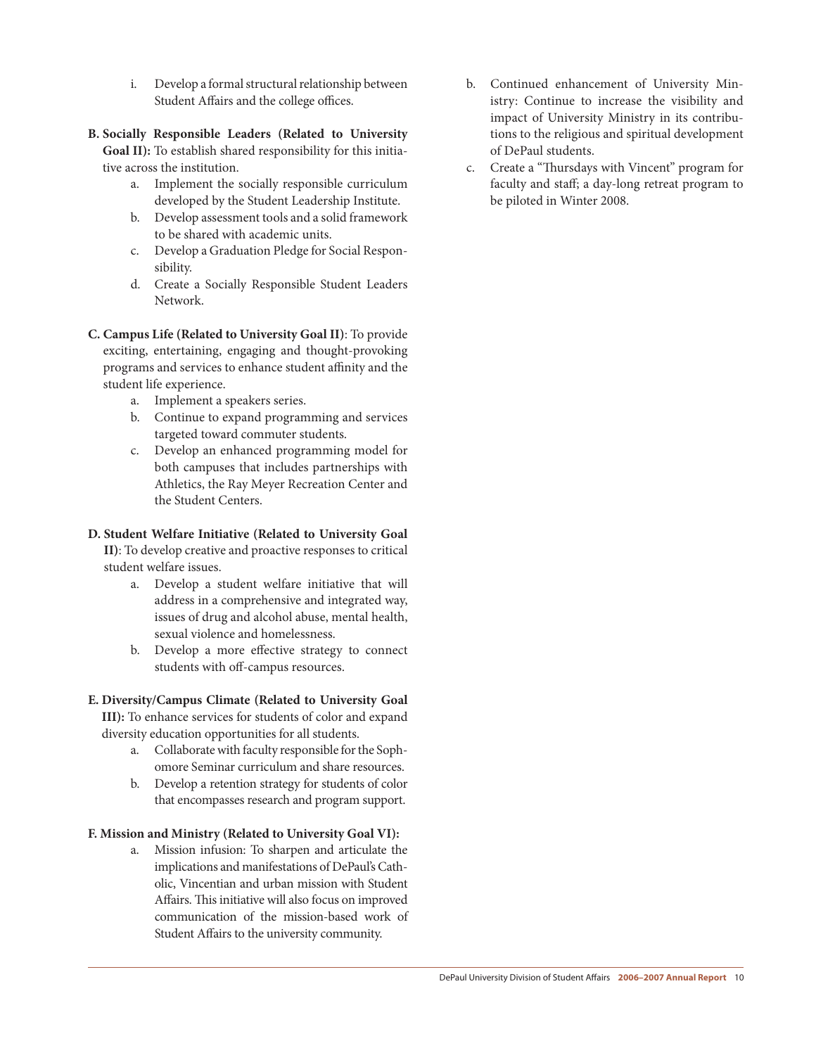i. Develop a formal structural relationship between Student Affairs and the college offices.

**B. Socially Responsible Leaders (Related to University Goal II):** To establish shared responsibility for this initiative across the institution.

a. Implement the socially responsible curriculum developed by the Student Leadership Institute.
b. Develop assessment tools and a solid framework to be shared with academic units.
c. Develop a Graduation Pledge for Social Responsibility.
d. Create a Socially Responsible Student Leaders Network.

**C. Campus Life (Related to University Goal II)**: To provide exciting, entertaining, engaging and thought-provoking programs and services to enhance student affinity and the student life experience.

a. Implement a speakers series.
b. Continue to expand programming and services targeted toward commuter students.
c. Develop an enhanced programming model for both campuses that includes partnerships with Athletics, the Ray Meyer Recreation Center and the Student Centers.

**D. Student Welfare Initiative (Related to University Goal II)**: To develop creative and proactive responses to critical student welfare issues.

a. Develop a student welfare initiative that will address in a comprehensive and integrated way, issues of drug and alcohol abuse, mental health, sexual violence and homelessness.
b. Develop a more effective strategy to connect students with off-campus resources.

**E. Diversity/Campus Climate (Related to University Goal III):** To enhance services for students of color and expand diversity education opportunities for all students.

a. Collaborate with faculty responsible for the Sophomore Seminar curriculum and share resources.
b. Develop a retention strategy for students of color that encompasses research and program support.

**F. Mission and Ministry (Related to University Goal VI):**

a. Mission infusion: To sharpen and articulate the implications and manifestations of DePaul's Catholic, Vincentian and urban mission with Student Affairs. This initiative will also focus on improved communication of the mission-based work of Student Affairs to the university community.
b. Continued enhancement of University Ministry: Continue to increase the visibility and impact of University Ministry in its contributions to the religious and spiritual development of DePaul students.
c. Create a "Thursdays with Vincent" program for faculty and staff; a day-long retreat program to be piloted in Winter 2008.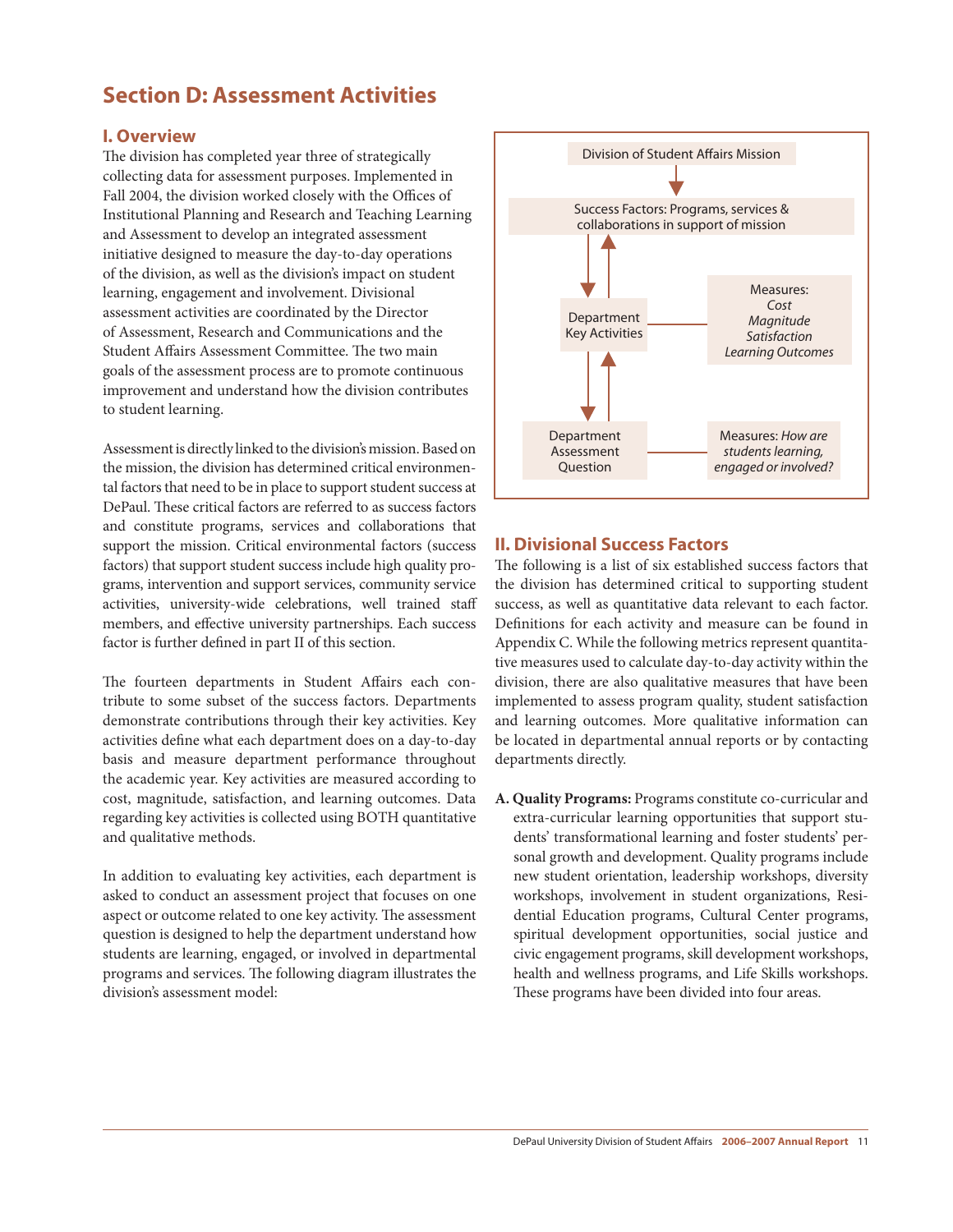# Section D: Assessment Activities

## I. Overview

The division has completed year three of strategically collecting data for assessment purposes. Implemented in Fall 2004, the division worked closely with the Offices of Institutional Planning and Research and Teaching Learning and Assessment to develop an integrated assessment initiative designed to measure the day-to-day operations of the division, as well as the division's impact on student learning, engagement and involvement. Divisional assessment activities are coordinated by the Director of Assessment, Research and Communications and the Student Affairs Assessment Committee. The two main goals of the assessment process are to promote continuous improvement and understand how the division contributes to student learning.

Assessment is directly linked to the division's mission. Based on the mission, the division has determined critical environmental factors that need to be in place to support student success at DePaul. These critical factors are referred to as success factors and constitute programs, services and collaborations that support the mission. Critical environmental factors (success factors) that support student success include high quality programs, intervention and support services, community service activities, university-wide celebrations, well trained staff members, and effective university partnerships. Each success factor is further defined in part II of this section.

The fourteen departments in Student Affairs each contribute to some subset of the success factors. Departments demonstrate contributions through their key activities. Key activities define what each department does on a day-to-day basis and measure department performance throughout the academic year. Key activities are measured according to cost, magnitude, satisfaction, and learning outcomes. Data regarding key activities is collected using BOTH quantitative and qualitative methods.

In addition to evaluating key activities, each department is asked to conduct an assessment project that focuses on one aspect or outcome related to one key activity. The assessment question is designed to help the department understand how students are learning, engaged, or involved in departmental programs and services. The following diagram illustrates the division's assessment model:

Division of Student Affairs Mission

Success Factors: Programs, services & collaborations in support of mission

Department Key Activities — Measures: *Cost*, *Magnitude*, *Satisfaction*, *Learning Outcomes*

Department Assessment Question — Measures: *How are students learning, engaged or involved?*

## II. Divisional Success Factors

The following is a list of six established success factors that the division has determined critical to supporting student success, as well as quantitative data relevant to each factor. Definitions for each activity and measure can be found in Appendix C. While the following metrics represent quantitative measures used to calculate day-to-day activity within the division, there are also qualitative measures that have been implemented to assess program quality, student satisfaction and learning outcomes. More qualitative information can be located in departmental annual reports or by contacting departments directly.

**A. Quality Programs:** Programs constitute co-curricular and extra-curricular learning opportunities that support students' transformational learning and foster students' personal growth and development. Quality programs include new student orientation, leadership workshops, diversity workshops, involvement in student organizations, Residential Education programs, Cultural Center programs, spiritual development opportunities, social justice and civic engagement programs, skill development workshops, health and wellness programs, and Life Skills workshops. These programs have been divided into four areas.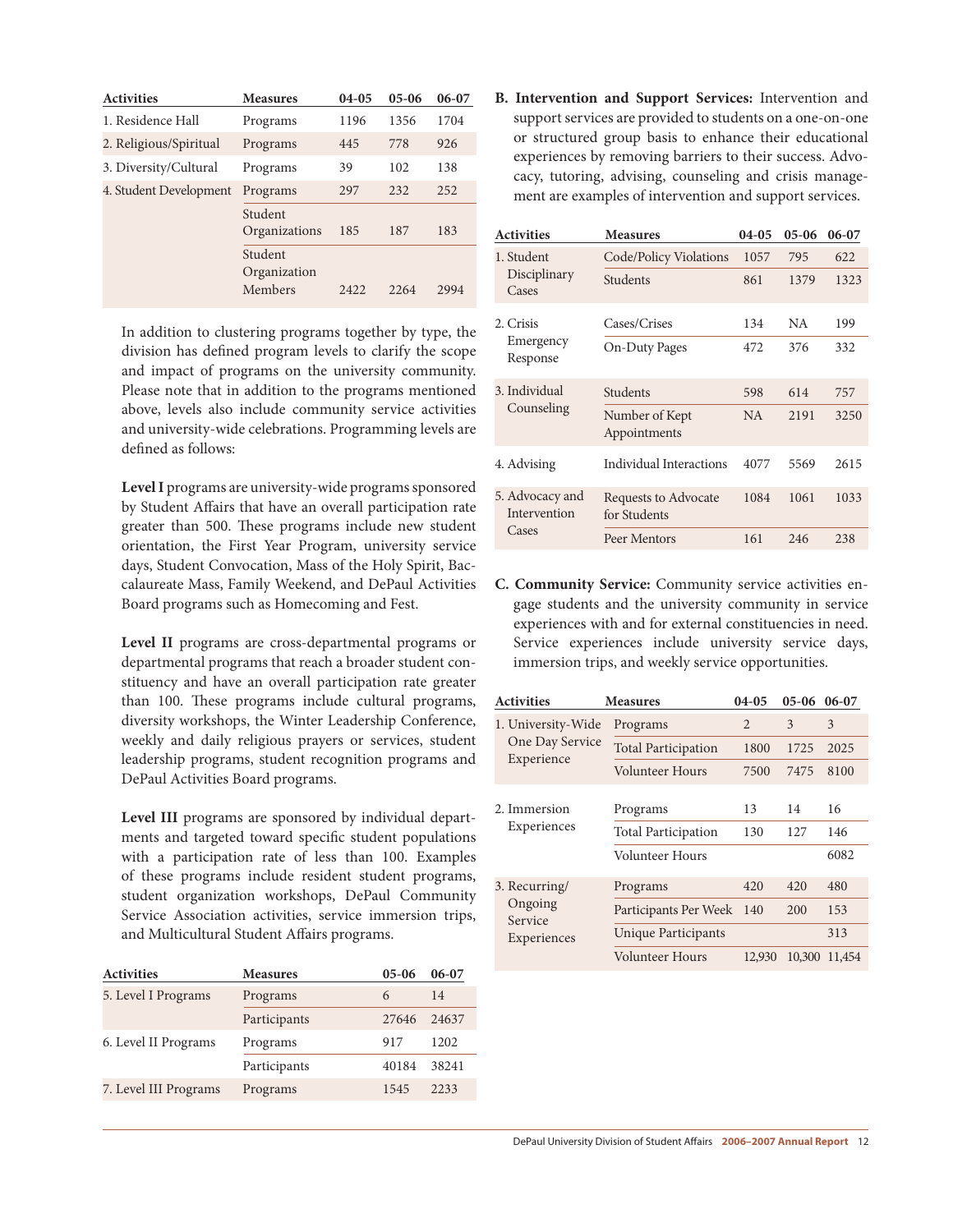| Activities | Measures | 04-05 | 05-06 | 06-07 |
|---|---|---|---|---|
| 1. Residence Hall | Programs | 1196 | 1356 | 1704 |
| 2. Religious/Spiritual | Programs | 445 | 778 | 926 |
| 3. Diversity/Cultural | Programs | 39 | 102 | 138 |
| 4. Student Development | Programs | 297 | 232 | 252 |
| | Student Organizations | 185 | 187 | 183 |
| | Student Organization Members | 2422 | 2264 | 2994 |

In addition to clustering programs together by type, the division has defined program levels to clarify the scope and impact of programs on the university community. Please note that in addition to the programs mentioned above, levels also include community service activities and university-wide celebrations. Programming levels are defined as follows:

**Level I** programs are university-wide programs sponsored by Student Affairs that have an overall participation rate greater than 500. These programs include new student orientation, the First Year Program, university service days, Student Convocation, Mass of the Holy Spirit, Baccalaureate Mass, Family Weekend, and DePaul Activities Board programs such as Homecoming and Fest.

**Level II** programs are cross-departmental programs or departmental programs that reach a broader student constituency and have an overall participation rate greater than 100. These programs include cultural programs, diversity workshops, the Winter Leadership Conference, weekly and daily religious prayers or services, student leadership programs, student recognition programs and DePaul Activities Board programs.

**Level III** programs are sponsored by individual departments and targeted toward specific student populations with a participation rate of less than 100. Examples of these programs include resident student programs, student organization workshops, DePaul Community Service Association activities, service immersion trips, and Multicultural Student Affairs programs.

| Activities | Measures | 05-06 | 06-07 |
|---|---|---|---|
| 5. Level I Programs | Programs | 6 | 14 |
| | Participants | 27646 | 24637 |
| 6. Level II Programs | Programs | 917 | 1202 |
| | Participants | 40184 | 38241 |
| 7. Level III Programs | Programs | 1545 | 2233 |

**B. Intervention and Support Services:** Intervention and support services are provided to students on a one-on-one or structured group basis to enhance their educational experiences by removing barriers to their success. Advocacy, tutoring, advising, counseling and crisis management are examples of intervention and support services.

| Activities | Measures | 04-05 | 05-06 | 06-07 |
|---|---|---|---|---|
| 1. Student Disciplinary Cases | Code/Policy Violations | 1057 | 795 | 622 |
| | Students | 861 | 1379 | 1323 |
| 2. Crisis Emergency Response | Cases/Crises | 134 | NA | 199 |
| | On-Duty Pages | 472 | 376 | 332 |
| 3. Individual Counseling | Students | 598 | 614 | 757 |
| | Number of Kept Appointments | NA | 2191 | 3250 |
| 4. Advising | Individual Interactions | 4077 | 5569 | 2615 |
| 5. Advocacy and Intervention Cases | Requests to Advocate for Students | 1084 | 1061 | 1033 |
| | Peer Mentors | 161 | 246 | 238 |

**C. Community Service:** Community service activities engage students and the university community in service experiences with and for external constituencies in need. Service experiences include university service days, immersion trips, and weekly service opportunities.

| Activities | Measures | 04-05 | 05-06 | 06-07 |
|---|---|---|---|---|
| 1. University-Wide One Day Service Experience | Programs | 2 | 3 | 3 |
| | Total Participation | 1800 | 1725 | 2025 |
| | Volunteer Hours | 7500 | 7475 | 8100 |
| 2. Immersion Experiences | Programs | 13 | 14 | 16 |
| | Total Participation | 130 | 127 | 146 |
| | Volunteer Hours | | | 6082 |
| 3. Recurring/ Ongoing Service Experiences | Programs | 420 | 420 | 480 |
| | Participants Per Week | 140 | 200 | 153 |
| | Unique Participants | | | 313 |
| | Volunteer Hours | 12,930 | 10,300 | 11,454 |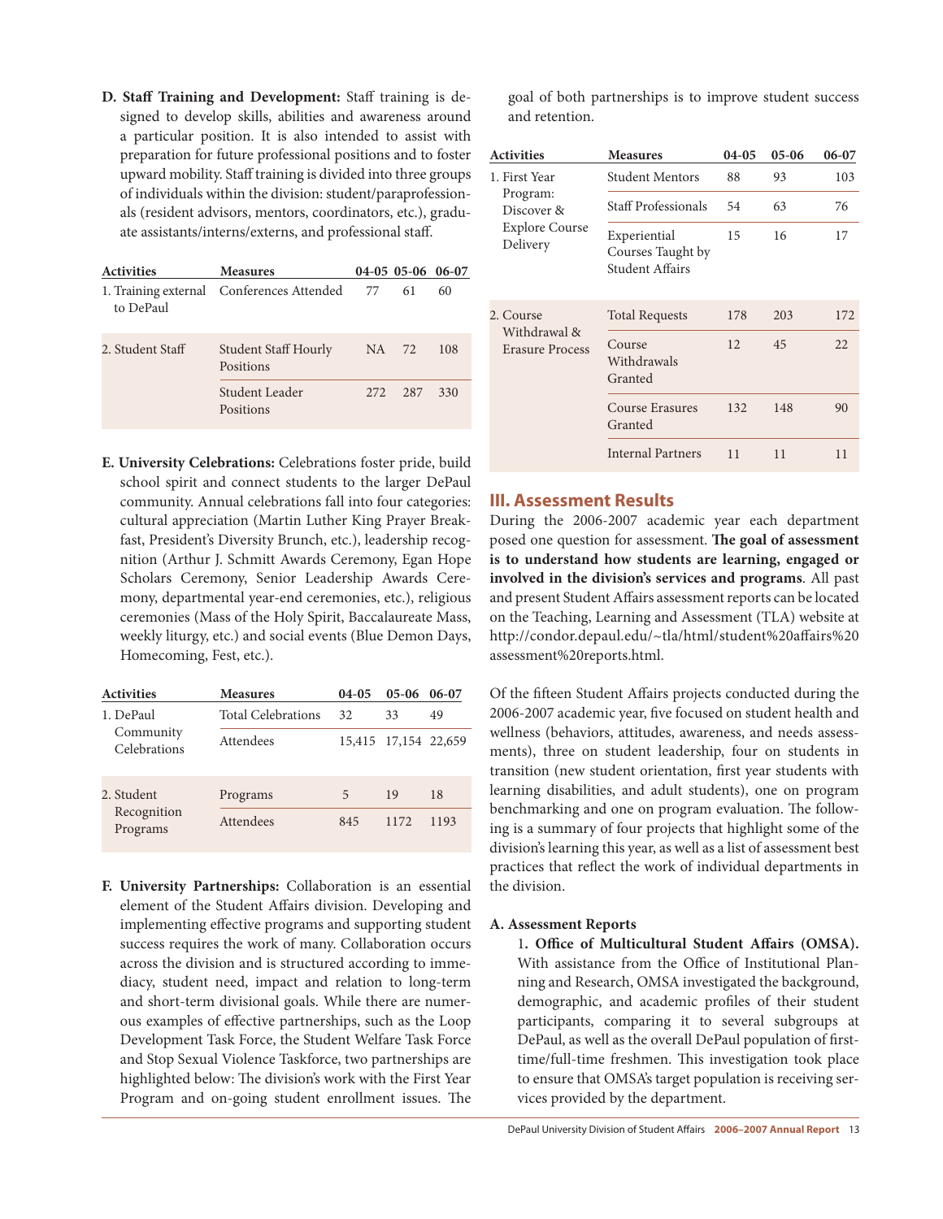**D. Staff Training and Development:** Staff training is designed to develop skills, abilities and awareness around a particular position. It is also intended to assist with preparation for future professional positions and to foster upward mobility. Staff training is divided into three groups of individuals within the division: student/paraprofessionals (resident advisors, mentors, coordinators, etc.), graduate assistants/interns/externs, and professional staff.

| Activities | Measures | 04-05 | 05-06 | 06-07 |
|---|---|---|---|---|
| 1. Training external to DePaul | Conferences Attended | 77 | 61 | 60 |
| 2. Student Staff | Student Staff Hourly Positions | NA | 72 | 108 |
| | Student Leader Positions | 272 | 287 | 330 |

**E. University Celebrations:** Celebrations foster pride, build school spirit and connect students to the larger DePaul community. Annual celebrations fall into four categories: cultural appreciation (Martin Luther King Prayer Breakfast, President's Diversity Brunch, etc.), leadership recognition (Arthur J. Schmitt Awards Ceremony, Egan Hope Scholars Ceremony, Senior Leadership Awards Ceremony, departmental year-end ceremonies, etc.), religious ceremonies (Mass of the Holy Spirit, Baccalaureate Mass, weekly liturgy, etc.) and social events (Blue Demon Days, Homecoming, Fest, etc.).

| Activities | Measures | 04-05 | 05-06 | 06-07 |
|---|---|---|---|---|
| 1. DePaul Community Celebrations | Total Celebrations | 32 | 33 | 49 |
| | Attendees | 15,415 | 17,154 | 22,659 |
| 2. Student Recognition Programs | Programs | 5 | 19 | 18 |
| | Attendees | 845 | 1172 | 1193 |

**F. University Partnerships:** Collaboration is an essential element of the Student Affairs division. Developing and implementing effective programs and supporting student success requires the work of many. Collaboration occurs across the division and is structured according to immediacy, student need, impact and relation to long-term and short-term divisional goals. While there are numerous examples of effective partnerships, such as the Loop Development Task Force, the Student Welfare Task Force and Stop Sexual Violence Taskforce, two partnerships are highlighted below: The division's work with the First Year Program and on-going student enrollment issues. The goal of both partnerships is to improve student success and retention.

| Activities | Measures | 04-05 | 05-06 | 06-07 |
|---|---|---|---|---|
| 1. First Year Program: Discover & Explore Course Delivery | Student Mentors | 88 | 93 | 103 |
| | Staff Professionals | 54 | 63 | 76 |
| | Experiential Courses Taught by Student Affairs | 15 | 16 | 17 |
| 2. Course Withdrawal & Erasure Process | Total Requests | 178 | 203 | 172 |
| | Course Withdrawals Granted | 12 | 45 | 22 |
| | Course Erasures Granted | 132 | 148 | 90 |
| | Internal Partners | 11 | 11 | 11 |

## III. Assessment Results

During the 2006-2007 academic year each department posed one question for assessment. **The goal of assessment is to understand how students are learning, engaged or involved in the division's services and programs**. All past and present Student Affairs assessment reports can be located on the Teaching, Learning and Assessment (TLA) website at http://condor.depaul.edu/~tla/html/student%20affairs%20assessment%20reports.html.

Of the fifteen Student Affairs projects conducted during the 2006-2007 academic year, five focused on student health and wellness (behaviors, attitudes, awareness, and needs assessments), three on student leadership, four on students in transition (new student orientation, first year students with learning disabilities, and adult students), one on program benchmarking and one on program evaluation. The following is a summary of four projects that highlight some of the division's learning this year, as well as a list of assessment best practices that reflect the work of individual departments in the division.

**A. Assessment Reports**

1**. Office of Multicultural Student Affairs (OMSA).** With assistance from the Office of Institutional Planning and Research, OMSA investigated the background, demographic, and academic profiles of their student participants, comparing it to several subgroups at DePaul, as well as the overall DePaul population of first-time/full-time freshmen. This investigation took place to ensure that OMSA's target population is receiving services provided by the department.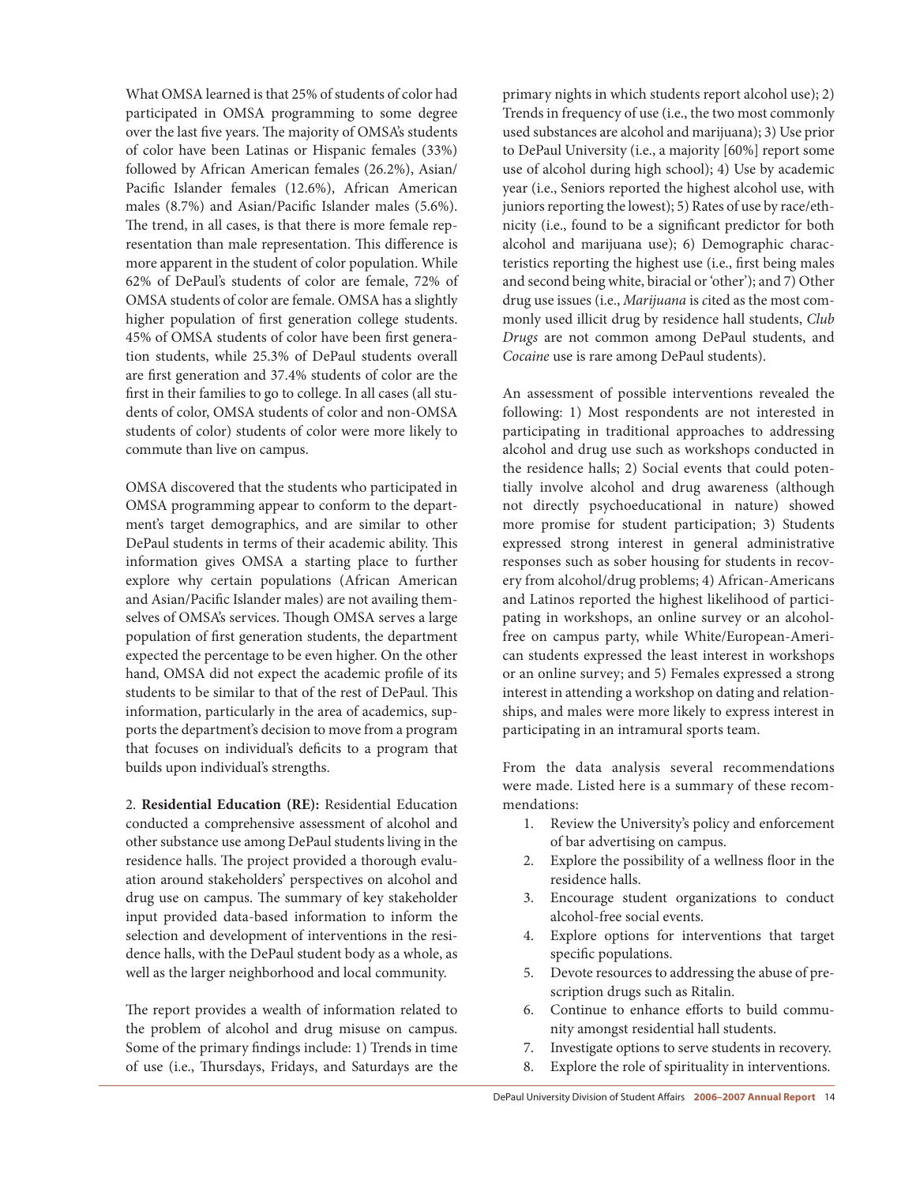What OMSA learned is that 25% of students of color had participated in OMSA programming to some degree over the last five years. The majority of OMSA's students of color have been Latinas or Hispanic females (33%) followed by African American females (26.2%), Asian/Pacific Islander females (12.6%), African American males (8.7%) and Asian/Pacific Islander males (5.6%). The trend, in all cases, is that there is more female representation than male representation. This difference is more apparent in the student of color population. While 62% of DePaul's students of color are female, 72% of OMSA students of color are female. OMSA has a slightly higher population of first generation college students. 45% of OMSA students of color have been first generation students, while 25.3% of DePaul students overall are first generation and 37.4% students of color are the first in their families to go to college. In all cases (all students of color, OMSA students of color and non-OMSA students of color) students of color were more likely to commute than live on campus.

OMSA discovered that the students who participated in OMSA programming appear to conform to the department's target demographics, and are similar to other DePaul students in terms of their academic ability. This information gives OMSA a starting place to further explore why certain populations (African American and Asian/Pacific Islander males) are not availing themselves of OMSA's services. Though OMSA serves a large population of first generation students, the department expected the percentage to be even higher. On the other hand, OMSA did not expect the academic profile of its students to be similar to that of the rest of DePaul. This information, particularly in the area of academics, supports the department's decision to move from a program that focuses on individual's deficits to a program that builds upon individual's strengths.

2. **Residential Education (RE):** Residential Education conducted a comprehensive assessment of alcohol and other substance use among DePaul students living in the residence halls. The project provided a thorough evaluation around stakeholders' perspectives on alcohol and drug use on campus. The summary of key stakeholder input provided data-based information to inform the selection and development of interventions in the residence halls, with the DePaul student body as a whole, as well as the larger neighborhood and local community.

The report provides a wealth of information related to the problem of alcohol and drug misuse on campus. Some of the primary findings include: 1) Trends in time of use (i.e., Thursdays, Fridays, and Saturdays are the primary nights in which students report alcohol use); 2) Trends in frequency of use (i.e., the two most commonly used substances are alcohol and marijuana); 3) Use prior to DePaul University (i.e., a majority [60%] report some use of alcohol during high school); 4) Use by academic year (i.e., Seniors reported the highest alcohol use, with juniors reporting the lowest); 5) Rates of use by race/ethnicity (i.e., found to be a significant predictor for both alcohol and marijuana use); 6) Demographic characteristics reporting the highest use (i.e., first being males and second being white, biracial or 'other'); and 7) Other drug use issues (i.e., *Marijuana* is cited as the most commonly used illicit drug by residence hall students, *Club Drugs* are not common among DePaul students, and *Cocaine* use is rare among DePaul students).

An assessment of possible interventions revealed the following: 1) Most respondents are not interested in participating in traditional approaches to addressing alcohol and drug use such as workshops conducted in the residence halls; 2) Social events that could potentially involve alcohol and drug awareness (although not directly psychoeducational in nature) showed more promise for student participation; 3) Students expressed strong interest in general administrative responses such as sober housing for students in recovery from alcohol/drug problems; 4) African-Americans and Latinos reported the highest likelihood of participating in workshops, an online survey or an alcohol-free on campus party, while White/European-American students expressed the least interest in workshops or an online survey; and 5) Females expressed a strong interest in attending a workshop on dating and relationships, and males were more likely to express interest in participating in an intramural sports team.

From the data analysis several recommendations were made. Listed here is a summary of these recommendations:

1. Review the University's policy and enforcement of bar advertising on campus.
2. Explore the possibility of a wellness floor in the residence halls.
3. Encourage student organizations to conduct alcohol-free social events.
4. Explore options for interventions that target specific populations.
5. Devote resources to addressing the abuse of prescription drugs such as Ritalin.
6. Continue to enhance efforts to build community amongst residential hall students.
7. Investigate options to serve students in recovery.
8. Explore the role of spirituality in interventions.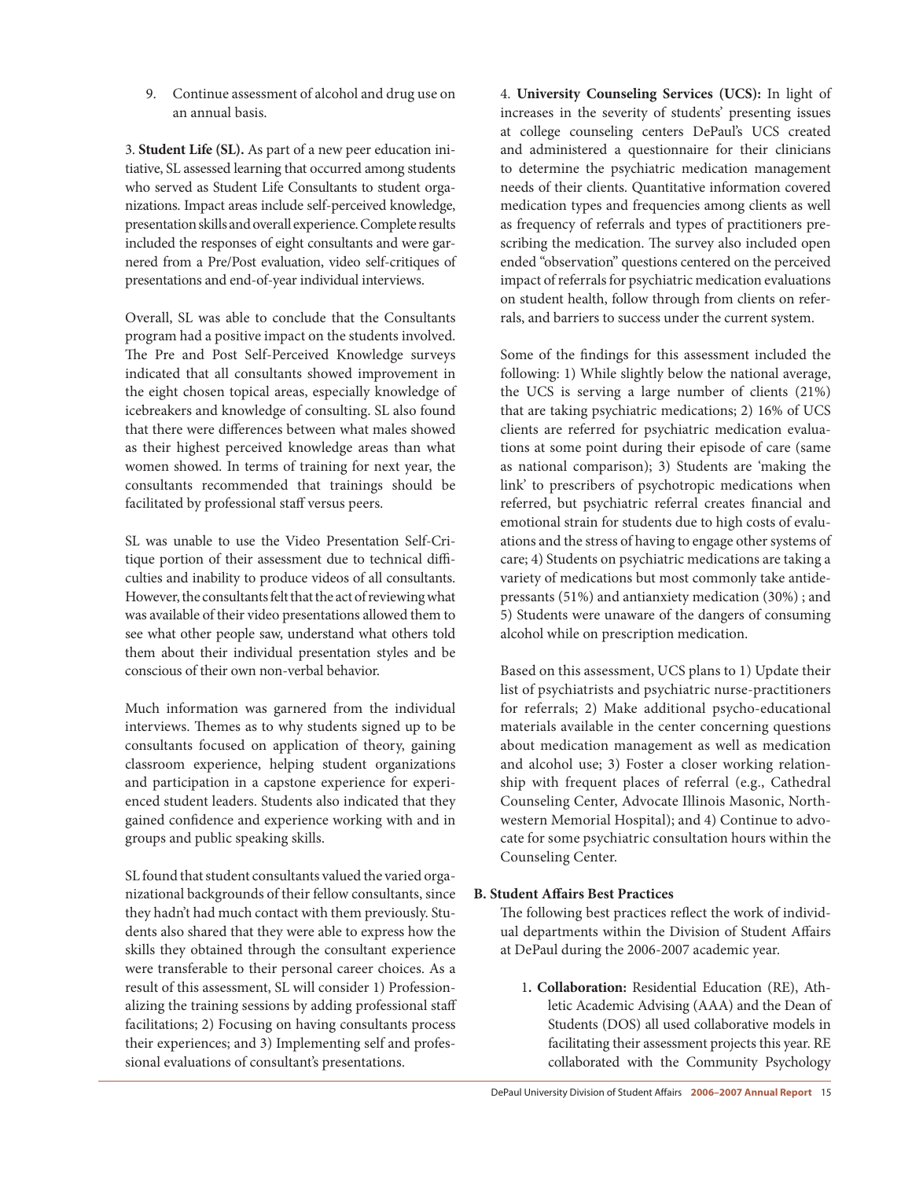9. Continue assessment of alcohol and drug use on an annual basis.

3. **Student Life (SL).** As part of a new peer education initiative, SL assessed learning that occurred among students who served as Student Life Consultants to student organizations. Impact areas include self-perceived knowledge, presentation skills and overall experience. Complete results included the responses of eight consultants and were garnered from a Pre/Post evaluation, video self-critiques of presentations and end-of-year individual interviews.

Overall, SL was able to conclude that the Consultants program had a positive impact on the students involved. The Pre and Post Self-Perceived Knowledge surveys indicated that all consultants showed improvement in the eight chosen topical areas, especially knowledge of icebreakers and knowledge of consulting. SL also found that there were differences between what males showed as their highest perceived knowledge areas than what women showed. In terms of training for next year, the consultants recommended that trainings should be facilitated by professional staff versus peers.

SL was unable to use the Video Presentation Self-Critique portion of their assessment due to technical difficulties and inability to produce videos of all consultants. However, the consultants felt that the act of reviewing what was available of their video presentations allowed them to see what other people saw, understand what others told them about their individual presentation styles and be conscious of their own non-verbal behavior.

Much information was garnered from the individual interviews. Themes as to why students signed up to be consultants focused on application of theory, gaining classroom experience, helping student organizations and participation in a capstone experience for experienced student leaders. Students also indicated that they gained confidence and experience working with and in groups and public speaking skills.

SL found that student consultants valued the varied organizational backgrounds of their fellow consultants, since they hadn't had much contact with them previously. Students also shared that they were able to express how the skills they obtained through the consultant experience were transferable to their personal career choices. As a result of this assessment, SL will consider 1) Professionalizing the training sessions by adding professional staff facilitations; 2) Focusing on having consultants process their experiences; and 3) Implementing self and professional evaluations of consultant's presentations.

4. **University Counseling Services (UCS):** In light of increases in the severity of students' presenting issues at college counseling centers DePaul's UCS created and administered a questionnaire for their clinicians to determine the psychiatric medication management needs of their clients. Quantitative information covered medication types and frequencies among clients as well as frequency of referrals and types of practitioners prescribing the medication. The survey also included open ended "observation" questions centered on the perceived impact of referrals for psychiatric medication evaluations on student health, follow through from clients on referrals, and barriers to success under the current system.

Some of the findings for this assessment included the following: 1) While slightly below the national average, the UCS is serving a large number of clients (21%) that are taking psychiatric medications; 2) 16% of UCS clients are referred for psychiatric medication evaluations at some point during their episode of care (same as national comparison); 3) Students are 'making the link' to prescribers of psychotropic medications when referred, but psychiatric referral creates financial and emotional strain for students due to high costs of evaluations and the stress of having to engage other systems of care; 4) Students on psychiatric medications are taking a variety of medications but most commonly take antidepressants (51%) and antianxiety medication (30%) ; and 5) Students were unaware of the dangers of consuming alcohol while on prescription medication.

Based on this assessment, UCS plans to 1) Update their list of psychiatrists and psychiatric nurse-practitioners for referrals; 2) Make additional psycho-educational materials available in the center concerning questions about medication management as well as medication and alcohol use; 3) Foster a closer working relationship with frequent places of referral (e.g., Cathedral Counseling Center, Advocate Illinois Masonic, Northwestern Memorial Hospital); and 4) Continue to advocate for some psychiatric consultation hours within the Counseling Center.

**B. Student Affairs Best Practices**

The following best practices reflect the work of individual departments within the Division of Student Affairs at DePaul during the 2006-2007 academic year.

1. **Collaboration:** Residential Education (RE), Athletic Academic Advising (AAA) and the Dean of Students (DOS) all used collaborative models in facilitating their assessment projects this year. RE collaborated with the Community Psychology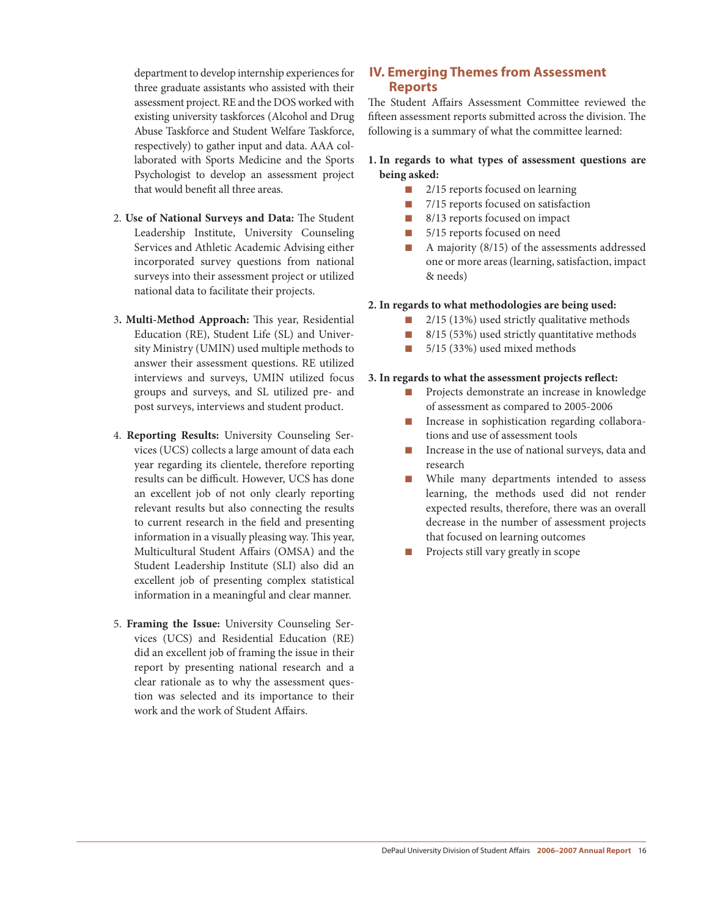department to develop internship experiences for three graduate assistants who assisted with their assessment project. RE and the DOS worked with existing university taskforces (Alcohol and Drug Abuse Taskforce and Student Welfare Taskforce, respectively) to gather input and data. AAA collaborated with Sports Medicine and the Sports Psychologist to develop an assessment project that would benefit all three areas.

2. **Use of National Surveys and Data:** The Student Leadership Institute, University Counseling Services and Athletic Academic Advising either incorporated survey questions from national surveys into their assessment project or utilized national data to facilitate their projects.

3. **Multi-Method Approach:** This year, Residential Education (RE), Student Life (SL) and University Ministry (UMIN) used multiple methods to answer their assessment questions. RE utilized interviews and surveys, UMIN utilized focus groups and surveys, and SL utilized pre- and post surveys, interviews and student product.

4. **Reporting Results:** University Counseling Services (UCS) collects a large amount of data each year regarding its clientele, therefore reporting results can be difficult. However, UCS has done an excellent job of not only clearly reporting relevant results but also connecting the results to current research in the field and presenting information in a visually pleasing way. This year, Multicultural Student Affairs (OMSA) and the Student Leadership Institute (SLI) also did an excellent job of presenting complex statistical information in a meaningful and clear manner.

5. **Framing the Issue:** University Counseling Services (UCS) and Residential Education (RE) did an excellent job of framing the issue in their report by presenting national research and a clear rationale as to why the assessment question was selected and its importance to their work and the work of Student Affairs.

## IV. Emerging Themes from Assessment Reports

The Student Affairs Assessment Committee reviewed the fifteen assessment reports submitted across the division. The following is a summary of what the committee learned:

**1. In regards to what types of assessment questions are being asked:**

- 2/15 reports focused on learning
- 7/15 reports focused on satisfaction
- 8/13 reports focused on impact
- 5/15 reports focused on need
- A majority (8/15) of the assessments addressed one or more areas (learning, satisfaction, impact & needs)

**2. In regards to what methodologies are being used:**

- 2/15 (13%) used strictly qualitative methods
- 8/15 (53%) used strictly quantitative methods
- 5/15 (33%) used mixed methods

**3. In regards to what the assessment projects reflect:**

- Projects demonstrate an increase in knowledge of assessment as compared to 2005-2006
- Increase in sophistication regarding collaborations and use of assessment tools
- Increase in the use of national surveys, data and research
- While many departments intended to assess learning, the methods used did not render expected results, therefore, there was an overall decrease in the number of assessment projects that focused on learning outcomes
- Projects still vary greatly in scope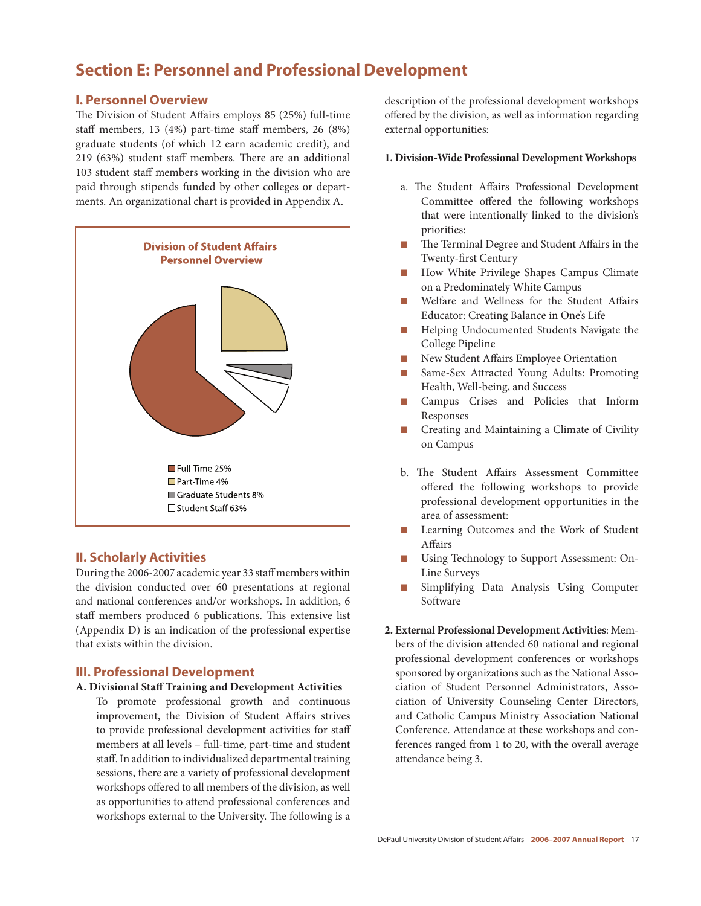# Section E: Personnel and Professional Development

## I. Personnel Overview

The Division of Student Affairs employs 85 (25%) full-time staff members, 13 (4%) part-time staff members, 26 (8%) graduate students (of which 12 earn academic credit), and 219 (63%) student staff members. There are an additional 103 student staff members working in the division who are paid through stipends funded by other colleges or departments. An organizational chart is provided in Appendix A.

**Division of Student Affairs Personnel Overview**

- Full-Time 25%
- Part-Time 4%
- Graduate Students 8%
- Student Staff 63%

## II. Scholarly Activities

During the 2006-2007 academic year 33 staff members within the division conducted over 60 presentations at regional and national conferences and/or workshops. In addition, 6 staff members produced 6 publications. This extensive list (Appendix D) is an indication of the professional expertise that exists within the division.

## III. Professional Development

**A. Divisional Staff Training and Development Activities**

To promote professional growth and continuous improvement, the Division of Student Affairs strives to provide professional development activities for staff members at all levels – full-time, part-time and student staff. In addition to individualized departmental training sessions, there are a variety of professional development workshops offered to all members of the division, as well as opportunities to attend professional conferences and workshops external to the University. The following is a description of the professional development workshops offered by the division, as well as information regarding external opportunities:

**1. Division-Wide Professional Development Workshops**

a. The Student Affairs Professional Development Committee offered the following workshops that were intentionally linked to the division's priorities:

- The Terminal Degree and Student Affairs in the Twenty-first Century
- How White Privilege Shapes Campus Climate on a Predominately White Campus
- Welfare and Wellness for the Student Affairs Educator: Creating Balance in One's Life
- Helping Undocumented Students Navigate the College Pipeline
- New Student Affairs Employee Orientation
- Same-Sex Attracted Young Adults: Promoting Health, Well-being, and Success
- Campus Crises and Policies that Inform Responses
- Creating and Maintaining a Climate of Civility on Campus

b. The Student Affairs Assessment Committee offered the following workshops to provide professional development opportunities in the area of assessment:

- Learning Outcomes and the Work of Student Affairs
- Using Technology to Support Assessment: On-Line Surveys
- Simplifying Data Analysis Using Computer Software

**2. External Professional Development Activities**: Members of the division attended 60 national and regional professional development conferences or workshops sponsored by organizations such as the National Association of Student Personnel Administrators, Association of University Counseling Center Directors, and Catholic Campus Ministry Association National Conference. Attendance at these workshops and conferences ranged from 1 to 20, with the overall average attendance being 3.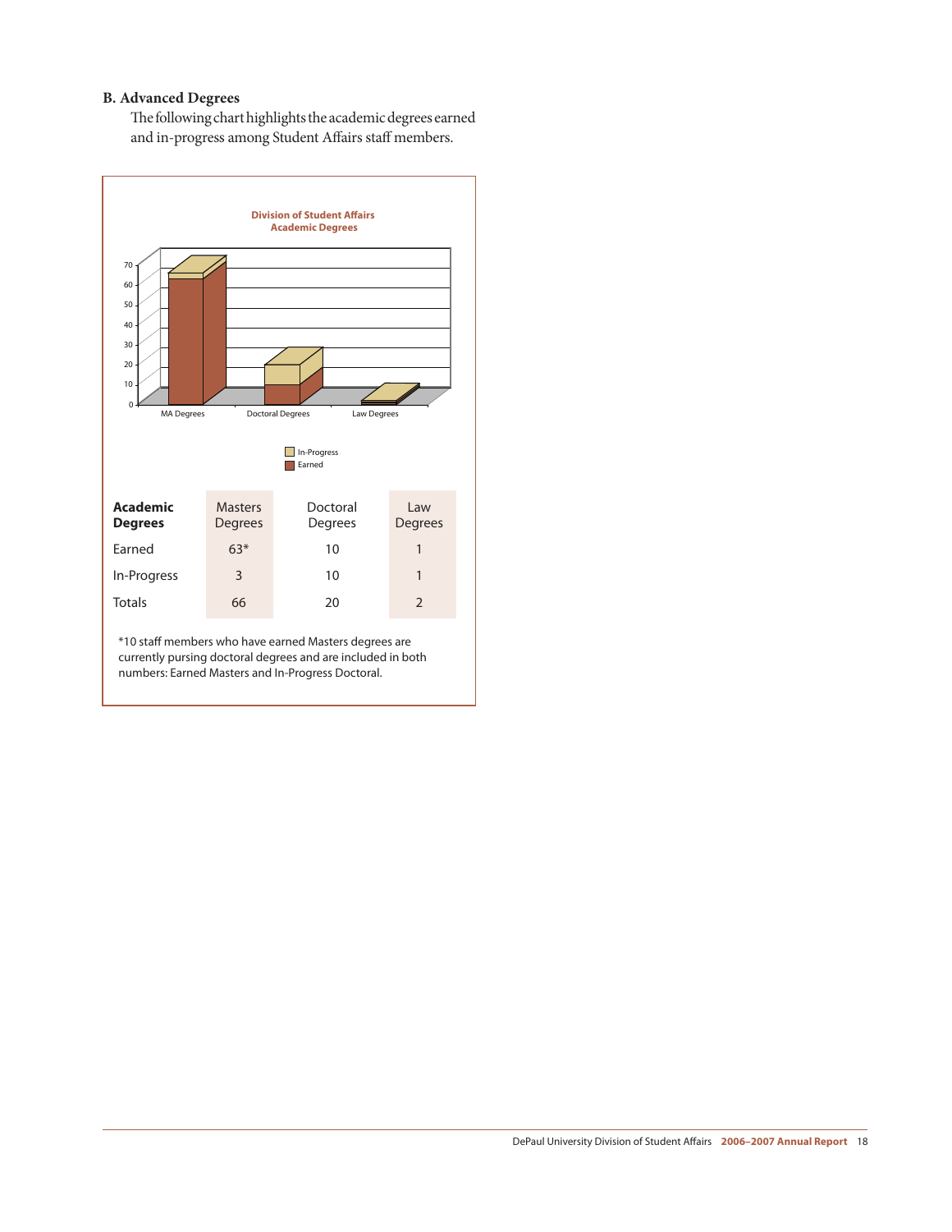### B. Advanced Degrees

The following chart highlights the academic degrees earned and in-progress among Student Affairs staff members.

**Division of Student Affairs Academic Degrees**

| Academic Degrees | Masters Degrees | Doctoral Degrees | Law Degrees |
|---|---|---|---|
| Earned | 63* | 10 | 1 |
| In-Progress | 3 | 10 | 1 |
| Totals | 66 | 20 | 2 |

*10 staff members who have earned Masters degrees are currently pursing doctoral degrees and are included in both numbers: Earned Masters and In-Progress Doctoral.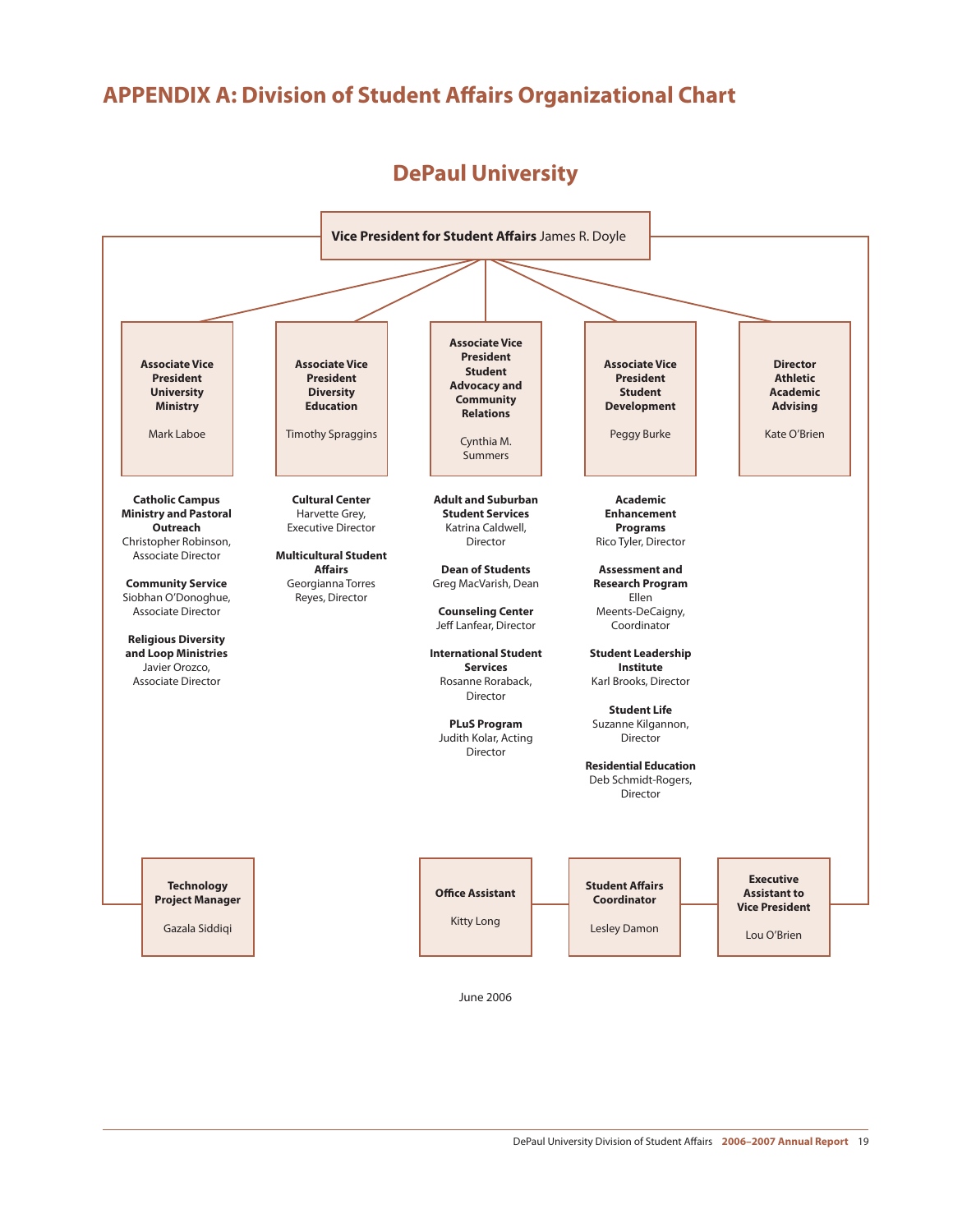# APPENDIX A: Division of Student Affairs Organizational Chart

## DePaul University

**Vice President for Student Affairs** James R. Doyle

**Associate Vice President University Ministry**
Mark Laboe

- **Catholic Campus Ministry and Pastoral Outreach**
  Christopher Robinson, Associate Director
- **Community Service**
  Siobhan O'Donoghue, Associate Director
- **Religious Diversity and Loop Ministries**
  Javier Orozco, Associate Director

**Associate Vice President Diversity Education**
Timothy Spraggins

- **Cultural Center**
  Harvette Grey, Executive Director
- **Multicultural Student Affairs**
  Georgianna Torres Reyes, Director

**Associate Vice President Student Advocacy and Community Relations**
Cynthia M. Summers

- **Adult and Suburban Student Services**
  Katrina Caldwell, Director
- **Dean of Students**
  Greg MacVarish, Dean
- **Counseling Center**
  Jeff Lanfear, Director
- **International Student Services**
  Rosanne Roraback, Director
- **PLuS Program**
  Judith Kolar, Acting Director

**Associate Vice President Student Development**
Peggy Burke

- **Academic Enhancement Programs**
  Rico Tyler, Director
- **Assessment and Research Program**
  Ellen Meents-DeCaigny, Coordinator
- **Student Leadership Institute**
  Karl Brooks, Director
- **Student Life**
  Suzanne Kilgannon, Director
- **Residential Education**
  Deb Schmidt-Rogers, Director

**Director Athletic Academic Advising**
Kate O'Brien

**Technology Project Manager**
Gazala Siddiqi

**Office Assistant**
Kitty Long

**Student Affairs Coordinator**
Lesley Damon

**Executive Assistant to Vice President**
Lou O'Brien

June 2006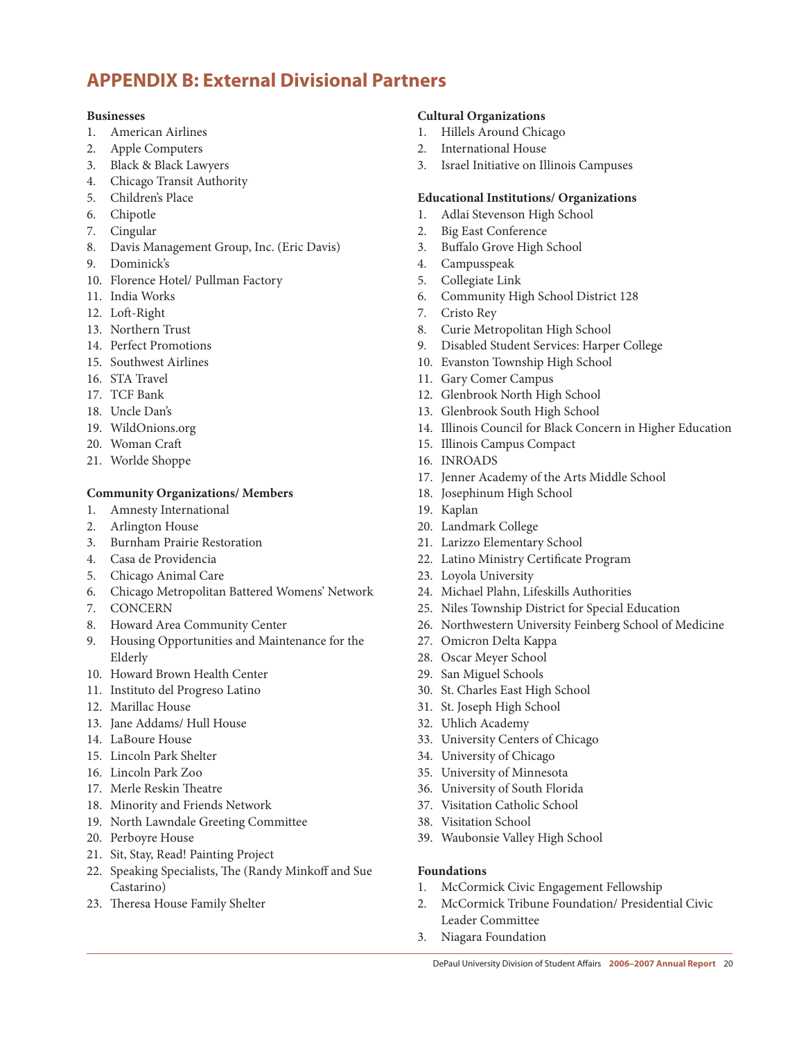# APPENDIX B: External Divisional Partners

**Businesses**

1. American Airlines
2. Apple Computers
3. Black & Black Lawyers
4. Chicago Transit Authority
5. Children's Place
6. Chipotle
7. Cingular
8. Davis Management Group, Inc. (Eric Davis)
9. Dominick's
10. Florence Hotel/ Pullman Factory
11. India Works
12. Loft-Right
13. Northern Trust
14. Perfect Promotions
15. Southwest Airlines
16. STA Travel
17. TCF Bank
18. Uncle Dan's
19. WildOnions.org
20. Woman Craft
21. Worlde Shoppe

**Community Organizations/ Members**

1. Amnesty International
2. Arlington House
3. Burnham Prairie Restoration
4. Casa de Providencia
5. Chicago Animal Care
6. Chicago Metropolitan Battered Womens' Network
7. CONCERN
8. Howard Area Community Center
9. Housing Opportunities and Maintenance for the Elderly
10. Howard Brown Health Center
11. Instituto del Progreso Latino
12. Marillac House
13. Jane Addams/ Hull House
14. LaBoure House
15. Lincoln Park Shelter
16. Lincoln Park Zoo
17. Merle Reskin Theatre
18. Minority and Friends Network
19. North Lawndale Greeting Committee
20. Perboyre House
21. Sit, Stay, Read! Painting Project
22. Speaking Specialists, The (Randy Minkoff and Sue Castarino)
23. Theresa House Family Shelter

**Cultural Organizations**

1. Hillels Around Chicago
2. International House
3. Israel Initiative on Illinois Campuses

**Educational Institutions/ Organizations**

1. Adlai Stevenson High School
2. Big East Conference
3. Buffalo Grove High School
4. Campusspeak
5. Collegiate Link
6. Community High School District 128
7. Cristo Rey
8. Curie Metropolitan High School
9. Disabled Student Services: Harper College
10. Evanston Township High School
11. Gary Comer Campus
12. Glenbrook North High School
13. Glenbrook South High School
14. Illinois Council for Black Concern in Higher Education
15. Illinois Campus Compact
16. INROADS
17. Jenner Academy of the Arts Middle School
18. Josephinum High School
19. Kaplan
20. Landmark College
21. Larizzo Elementary School
22. Latino Ministry Certificate Program
23. Loyola University
24. Michael Plahn, Lifeskills Authorities
25. Niles Township District for Special Education
26. Northwestern University Feinberg School of Medicine
27. Omicron Delta Kappa
28. Oscar Meyer School
29. San Miguel Schools
30. St. Charles East High School
31. St. Joseph High School
32. Uhlich Academy
33. University Centers of Chicago
34. University of Chicago
35. University of Minnesota
36. University of South Florida
37. Visitation Catholic School
38. Visitation School
39. Waubonsie Valley High School

**Foundations**

1. McCormick Civic Engagement Fellowship
2. McCormick Tribune Foundation/ Presidential Civic Leader Committee
3. Niagara Foundation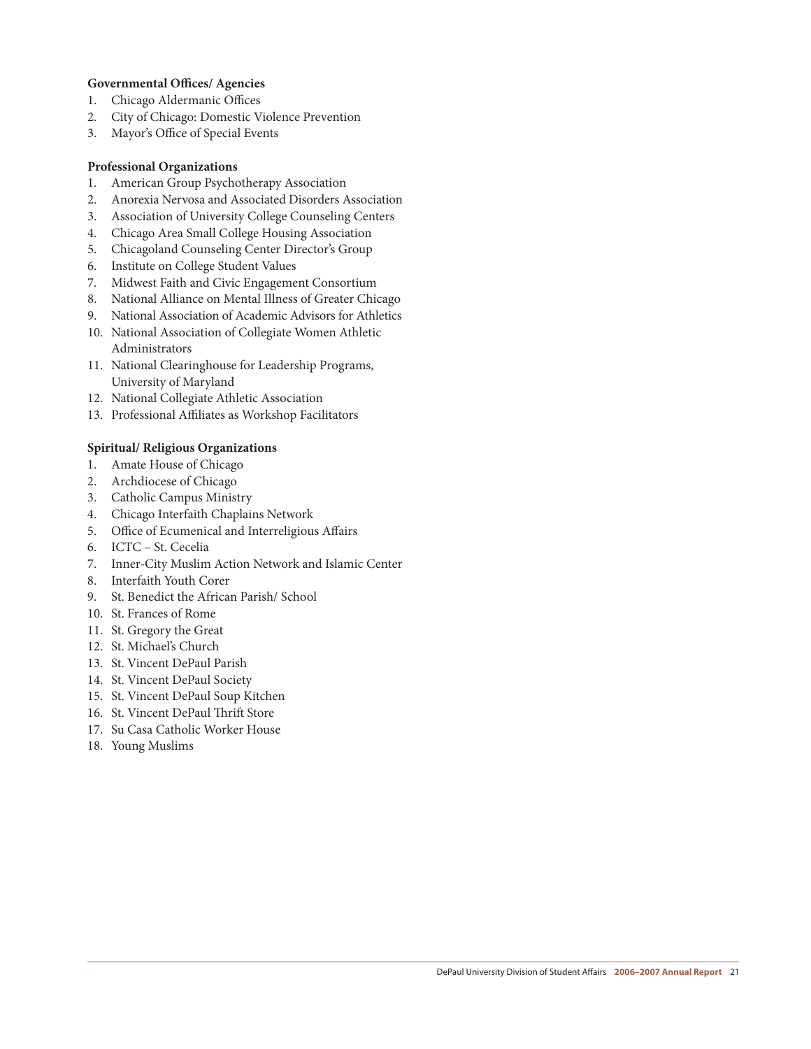**Governmental Offices/ Agencies**

1. Chicago Aldermanic Offices
2. City of Chicago: Domestic Violence Prevention
3. Mayor's Office of Special Events

**Professional Organizations**

1. American Group Psychotherapy Association
2. Anorexia Nervosa and Associated Disorders Association
3. Association of University College Counseling Centers
4. Chicago Area Small College Housing Association
5. Chicagoland Counseling Center Director's Group
6. Institute on College Student Values
7. Midwest Faith and Civic Engagement Consortium
8. National Alliance on Mental Illness of Greater Chicago
9. National Association of Academic Advisors for Athletics
10. National Association of Collegiate Women Athletic Administrators
11. National Clearinghouse for Leadership Programs, University of Maryland
12. National Collegiate Athletic Association
13. Professional Affiliates as Workshop Facilitators

**Spiritual/ Religious Organizations**

1. Amate House of Chicago
2. Archdiocese of Chicago
3. Catholic Campus Ministry
4. Chicago Interfaith Chaplains Network
5. Office of Ecumenical and Interreligious Affairs
6. ICTC – St. Cecelia
7. Inner-City Muslim Action Network and Islamic Center
8. Interfaith Youth Corer
9. St. Benedict the African Parish/ School
10. St. Frances of Rome
11. St. Gregory the Great
12. St. Michael's Church
13. St. Vincent DePaul Parish
14. St. Vincent DePaul Society
15. St. Vincent DePaul Soup Kitchen
16. St. Vincent DePaul Thrift Store
17. Su Casa Catholic Worker House
18. Young Muslims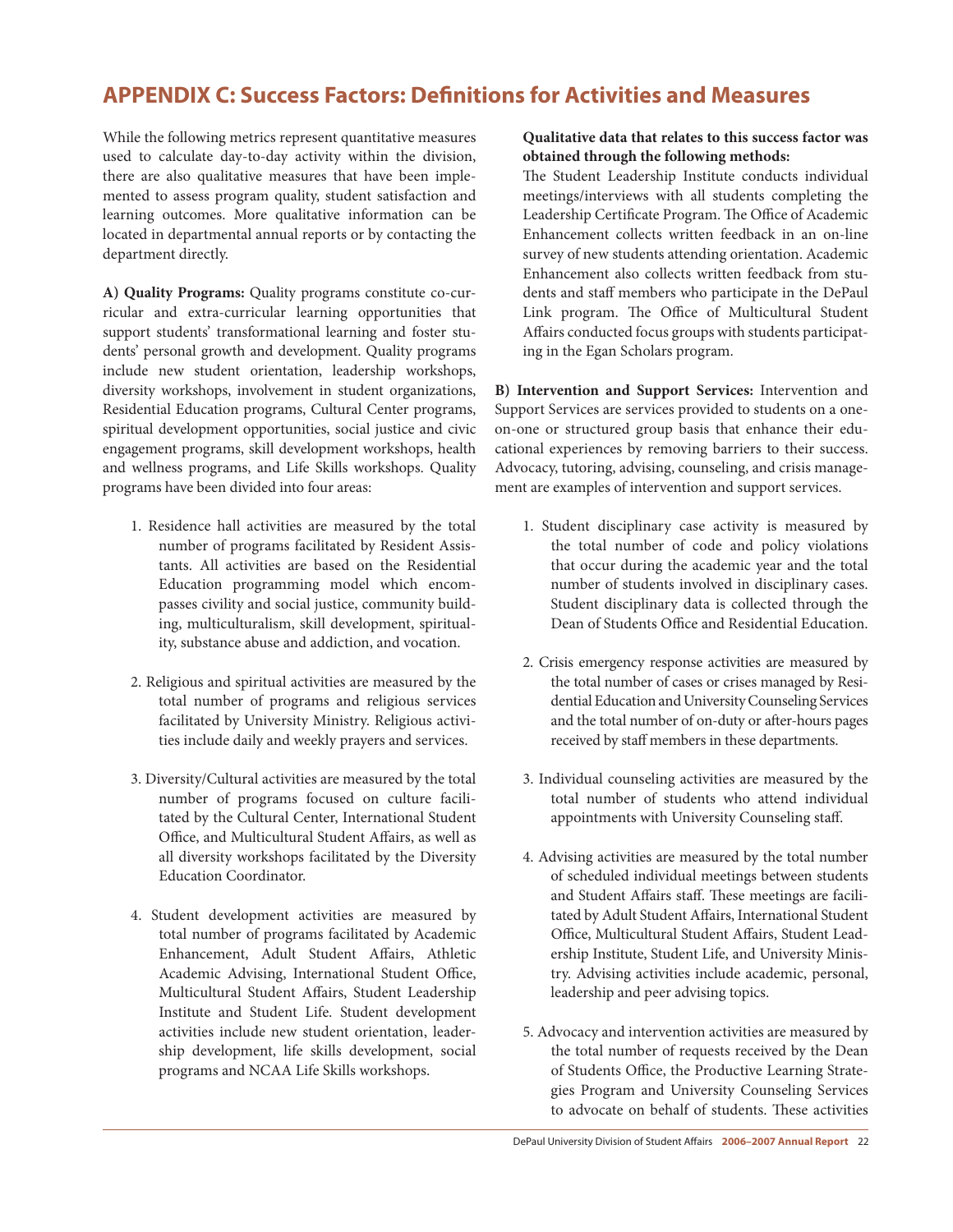# APPENDIX C: Success Factors: Definitions for Activities and Measures

While the following metrics represent quantitative measures used to calculate day-to-day activity within the division, there are also qualitative measures that have been implemented to assess program quality, student satisfaction and learning outcomes. More qualitative information can be located in departmental annual reports or by contacting the department directly.

**A) Quality Programs:** Quality programs constitute co-curricular and extra-curricular learning opportunities that support students' transformational learning and foster students' personal growth and development. Quality programs include new student orientation, leadership workshops, diversity workshops, involvement in student organizations, Residential Education programs, Cultural Center programs, spiritual development opportunities, social justice and civic engagement programs, skill development workshops, health and wellness programs, and Life Skills workshops. Quality programs have been divided into four areas:

1. Residence hall activities are measured by the total number of programs facilitated by Resident Assistants. All activities are based on the Residential Education programming model which encompasses civility and social justice, community building, multiculturalism, skill development, spirituality, substance abuse and addiction, and vocation.

2. Religious and spiritual activities are measured by the total number of programs and religious services facilitated by University Ministry. Religious activities include daily and weekly prayers and services.

3. Diversity/Cultural activities are measured by the total number of programs focused on culture facilitated by the Cultural Center, International Student Office, and Multicultural Student Affairs, as well as all diversity workshops facilitated by the Diversity Education Coordinator.

4. Student development activities are measured by total number of programs facilitated by Academic Enhancement, Adult Student Affairs, Athletic Academic Advising, International Student Office, Multicultural Student Affairs, Student Leadership Institute and Student Life. Student development activities include new student orientation, leadership development, life skills development, social programs and NCAA Life Skills workshops.

**Qualitative data that relates to this success factor was obtained through the following methods:**

The Student Leadership Institute conducts individual meetings/interviews with all students completing the Leadership Certificate Program. The Office of Academic Enhancement collects written feedback in an on-line survey of new students attending orientation. Academic Enhancement also collects written feedback from students and staff members who participate in the DePaul Link program. The Office of Multicultural Student Affairs conducted focus groups with students participating in the Egan Scholars program.

**B) Intervention and Support Services:** Intervention and Support Services are services provided to students on a one-on-one or structured group basis that enhance their educational experiences by removing barriers to their success. Advocacy, tutoring, advising, counseling, and crisis management are examples of intervention and support services.

1. Student disciplinary case activity is measured by the total number of code and policy violations that occur during the academic year and the total number of students involved in disciplinary cases. Student disciplinary data is collected through the Dean of Students Office and Residential Education.

2. Crisis emergency response activities are measured by the total number of cases or crises managed by Residential Education and University Counseling Services and the total number of on-duty or after-hours pages received by staff members in these departments.

3. Individual counseling activities are measured by the total number of students who attend individual appointments with University Counseling staff.

4. Advising activities are measured by the total number of scheduled individual meetings between students and Student Affairs staff. These meetings are facilitated by Adult Student Affairs, International Student Office, Multicultural Student Affairs, Student Leadership Institute, Student Life, and University Ministry. Advising activities include academic, personal, leadership and peer advising topics.

5. Advocacy and intervention activities are measured by the total number of requests received by the Dean of Students Office, the Productive Learning Strategies Program and University Counseling Services to advocate on behalf of students. These activities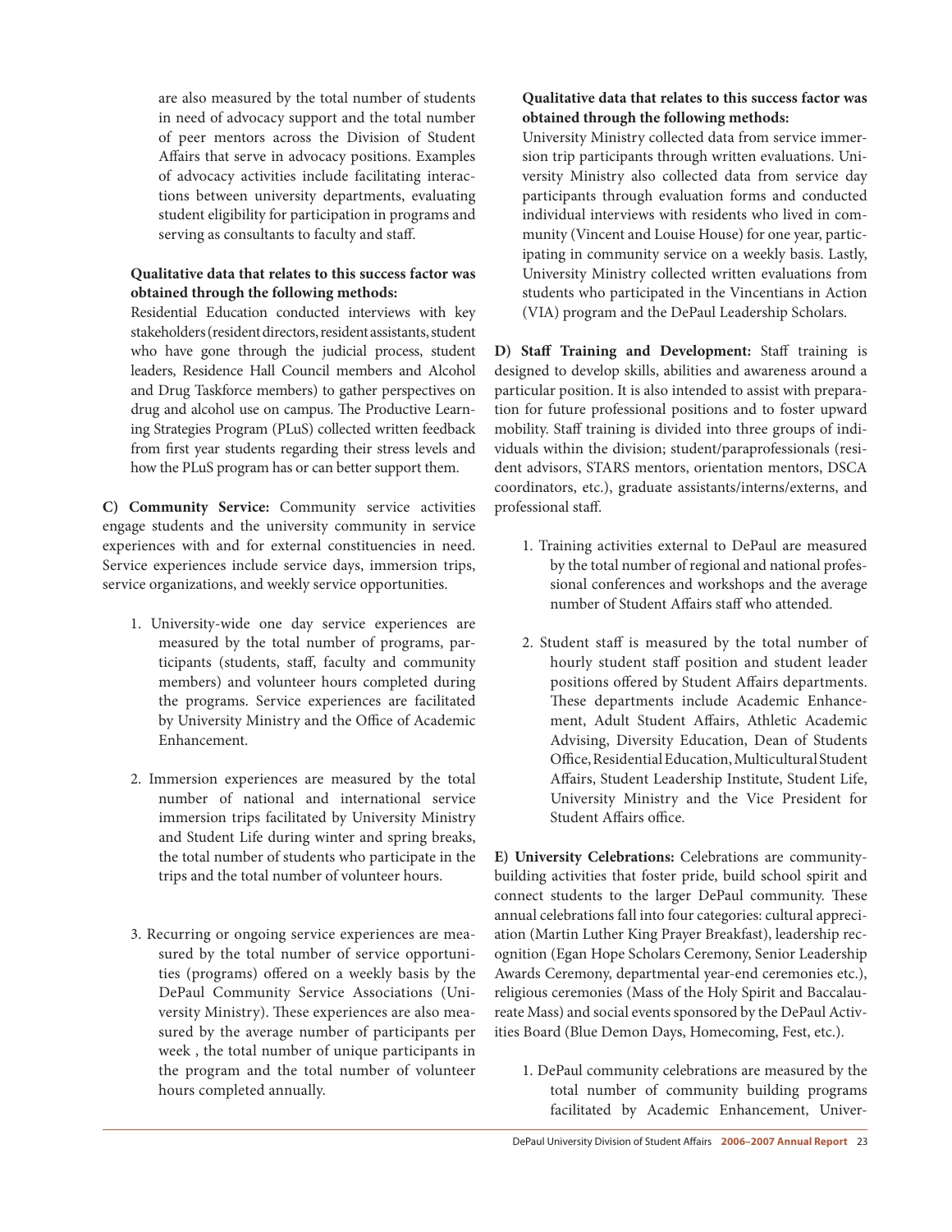are also measured by the total number of students in need of advocacy support and the total number of peer mentors across the Division of Student Affairs that serve in advocacy positions. Examples of advocacy activities include facilitating interactions between university departments, evaluating student eligibility for participation in programs and serving as consultants to faculty and staff.

**Qualitative data that relates to this success factor was obtained through the following methods:**
Residential Education conducted interviews with key stakeholders (resident directors, resident assistants, student who have gone through the judicial process, student leaders, Residence Hall Council members and Alcohol and Drug Taskforce members) to gather perspectives on drug and alcohol use on campus. The Productive Learning Strategies Program (PLuS) collected written feedback from first year students regarding their stress levels and how the PLuS program has or can better support them.

**C) Community Service:** Community service activities engage students and the university community in service experiences with and for external constituencies in need. Service experiences include service days, immersion trips, service organizations, and weekly service opportunities.

1. University-wide one day service experiences are measured by the total number of programs, participants (students, staff, faculty and community members) and volunteer hours completed during the programs. Service experiences are facilitated by University Ministry and the Office of Academic Enhancement.

2. Immersion experiences are measured by the total number of national and international service immersion trips facilitated by University Ministry and Student Life during winter and spring breaks, the total number of students who participate in the trips and the total number of volunteer hours.

3. Recurring or ongoing service experiences are measured by the total number of service opportunities (programs) offered on a weekly basis by the DePaul Community Service Associations (University Ministry). These experiences are also measured by the average number of participants per week , the total number of unique participants in the program and the total number of volunteer hours completed annually.

**Qualitative data that relates to this success factor was obtained through the following methods:**
University Ministry collected data from service immersion trip participants through written evaluations. University Ministry also collected data from service day participants through evaluation forms and conducted individual interviews with residents who lived in community (Vincent and Louise House) for one year, participating in community service on a weekly basis. Lastly, University Ministry collected written evaluations from students who participated in the Vincentians in Action (VIA) program and the DePaul Leadership Scholars.

**D) Staff Training and Development:** Staff training is designed to develop skills, abilities and awareness around a particular position. It is also intended to assist with preparation for future professional positions and to foster upward mobility. Staff training is divided into three groups of individuals within the division; student/paraprofessionals (resident advisors, STARS mentors, orientation mentors, DSCA coordinators, etc.), graduate assistants/interns/externs, and professional staff.

1. Training activities external to DePaul are measured by the total number of regional and national professional conferences and workshops and the average number of Student Affairs staff who attended.

2. Student staff is measured by the total number of hourly student staff position and student leader positions offered by Student Affairs departments. These departments include Academic Enhancement, Adult Student Affairs, Athletic Academic Advising, Diversity Education, Dean of Students Office, Residential Education, Multicultural Student Affairs, Student Leadership Institute, Student Life, University Ministry and the Vice President for Student Affairs office.

**E) University Celebrations:** Celebrations are community-building activities that foster pride, build school spirit and connect students to the larger DePaul community. These annual celebrations fall into four categories: cultural appreciation (Martin Luther King Prayer Breakfast), leadership recognition (Egan Hope Scholars Ceremony, Senior Leadership Awards Ceremony, departmental year-end ceremonies etc.), religious ceremonies (Mass of the Holy Spirit and Baccalaureate Mass) and social events sponsored by the DePaul Activities Board (Blue Demon Days, Homecoming, Fest, etc.).

1. DePaul community celebrations are measured by the total number of community building programs facilitated by Academic Enhancement, Univer-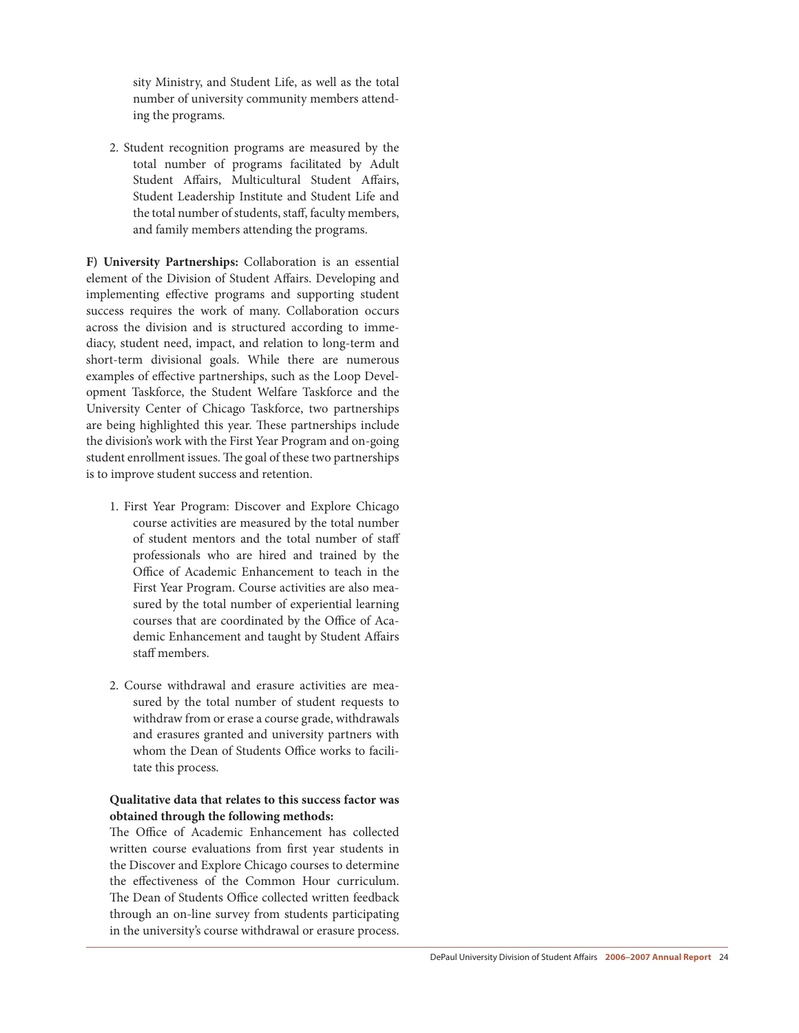sity Ministry, and Student Life, as well as the total number of university community members attending the programs.

2. Student recognition programs are measured by the total number of programs facilitated by Adult Student Affairs, Multicultural Student Affairs, Student Leadership Institute and Student Life and the total number of students, staff, faculty members, and family members attending the programs.

**F) University Partnerships:** Collaboration is an essential element of the Division of Student Affairs. Developing and implementing effective programs and supporting student success requires the work of many. Collaboration occurs across the division and is structured according to immediacy, student need, impact, and relation to long-term and short-term divisional goals. While there are numerous examples of effective partnerships, such as the Loop Development Taskforce, the Student Welfare Taskforce and the University Center of Chicago Taskforce, two partnerships are being highlighted this year. These partnerships include the division's work with the First Year Program and on-going student enrollment issues. The goal of these two partnerships is to improve student success and retention.

1. First Year Program: Discover and Explore Chicago course activities are measured by the total number of student mentors and the total number of staff professionals who are hired and trained by the Office of Academic Enhancement to teach in the First Year Program. Course activities are also measured by the total number of experiential learning courses that are coordinated by the Office of Academic Enhancement and taught by Student Affairs staff members.

2. Course withdrawal and erasure activities are measured by the total number of student requests to withdraw from or erase a course grade, withdrawals and erasures granted and university partners with whom the Dean of Students Office works to facilitate this process.

**Qualitative data that relates to this success factor was obtained through the following methods:**
The Office of Academic Enhancement has collected written course evaluations from first year students in the Discover and Explore Chicago courses to determine the effectiveness of the Common Hour curriculum. The Dean of Students Office collected written feedback through an on-line survey from students participating in the university's course withdrawal or erasure process.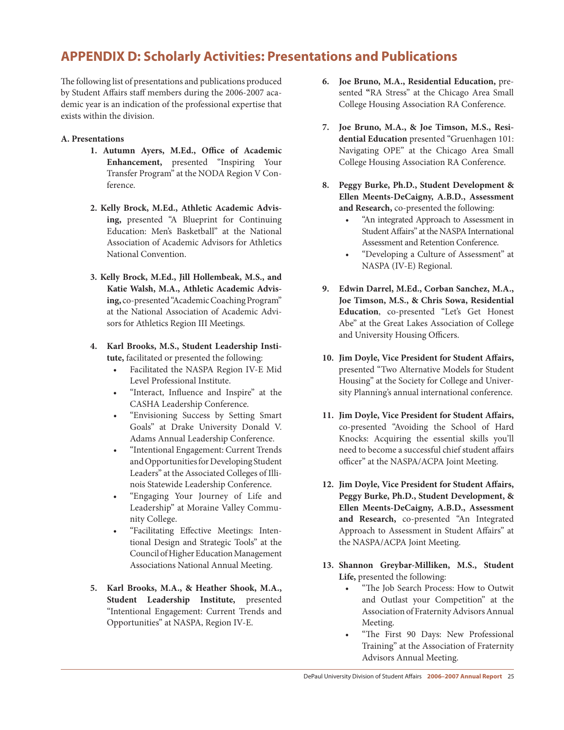# APPENDIX D: Scholarly Activities: Presentations and Publications

The following list of presentations and publications produced by Student Affairs staff members during the 2006-2007 academic year is an indication of the professional expertise that exists within the division.

**A. Presentations**

1. **Autumn Ayers, M.Ed., Office of Academic Enhancement,** presented "Inspiring Your Transfer Program" at the NODA Region V Conference.

2. **Kelly Brock, M.Ed., Athletic Academic Advising,** presented "A Blueprint for Continuing Education: Men's Basketball" at the National Association of Academic Advisors for Athletics National Convention.

3. **Kelly Brock, M.Ed., Jill Hollembeak, M.S., and Katie Walsh, M.A., Athletic Academic Advising,** co-presented "Academic Coaching Program" at the National Association of Academic Advisors for Athletics Region III Meetings.

4. **Karl Brooks, M.S., Student Leadership Institute,** facilitated or presented the following:
   - Facilitated the NASPA Region IV-E Mid Level Professional Institute.
   - "Interact, Influence and Inspire" at the CASHA Leadership Conference.
   - "Envisioning Success by Setting Smart Goals" at Drake University Donald V. Adams Annual Leadership Conference.
   - "Intentional Engagement: Current Trends and Opportunities for Developing Student Leaders" at the Associated Colleges of Illinois Statewide Leadership Conference.
   - "Engaging Your Journey of Life and Leadership" at Moraine Valley Community College.
   - "Facilitating Effective Meetings: Intentional Design and Strategic Tools" at the Council of Higher Education Management Associations National Annual Meeting.

5. **Karl Brooks, M.A., & Heather Shook, M.A., Student Leadership Institute,** presented "Intentional Engagement: Current Trends and Opportunities" at NASPA, Region IV-E.

6. **Joe Bruno, M.A., Residential Education,** presented **"**RA Stress" at the Chicago Area Small College Housing Association RA Conference.

7. **Joe Bruno, M.A., & Joe Timson, M.S., Residential Education** presented "Gruenhagen 101: Navigating OPE" at the Chicago Area Small College Housing Association RA Conference.

8. **Peggy Burke, Ph.D., Student Development & Ellen Meents-DeCaigny, A.B.D., Assessment and Research,** co-presented the following:
   - "An integrated Approach to Assessment in Student Affairs" at the NASPA International Assessment and Retention Conference.
   - "Developing a Culture of Assessment" at NASPA (IV-E) Regional.

9. **Edwin Darrel, M.Ed., Corban Sanchez, M.A., Joe Timson, M.S., & Chris Sowa, Residential Education**, co-presented "Let's Get Honest Abe" at the Great Lakes Association of College and University Housing Officers.

10. **Jim Doyle, Vice President for Student Affairs,** presented "Two Alternative Models for Student Housing" at the Society for College and University Planning's annual international conference.

11. **Jim Doyle, Vice President for Student Affairs,** co-presented "Avoiding the School of Hard Knocks: Acquiring the essential skills you'll need to become a successful chief student affairs officer" at the NASPA/ACPA Joint Meeting.

12. **Jim Doyle, Vice President for Student Affairs, Peggy Burke, Ph.D., Student Development, & Ellen Meents-DeCaigny, A.B.D., Assessment and Research,** co-presented "An Integrated Approach to Assessment in Student Affairs" at the NASPA/ACPA Joint Meeting.

13. **Shannon Greybar-Milliken, M.S., Student Life,** presented the following:
   - "The Job Search Process: How to Outwit and Outlast your Competition" at the Association of Fraternity Advisors Annual Meeting.
   - "The First 90 Days: New Professional Training" at the Association of Fraternity Advisors Annual Meeting.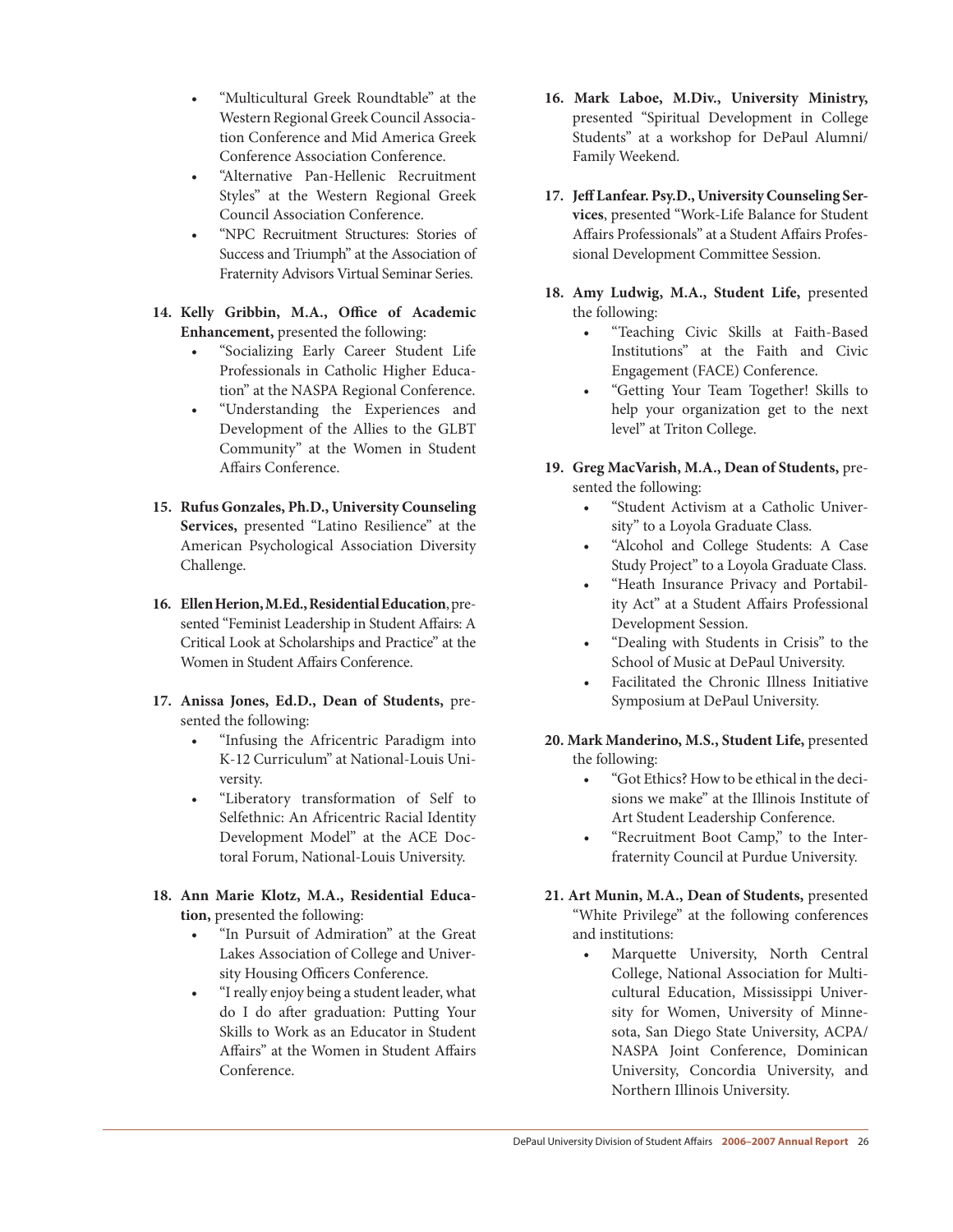- "Multicultural Greek Roundtable" at the Western Regional Greek Council Association Conference and Mid America Greek Conference Association Conference.
- "Alternative Pan-Hellenic Recruitment Styles" at the Western Regional Greek Council Association Conference.
- "NPC Recruitment Structures: Stories of Success and Triumph" at the Association of Fraternity Advisors Virtual Seminar Series.

14. **Kelly Gribbin, M.A., Office of Academic Enhancement,** presented the following:
    - "Socializing Early Career Student Life Professionals in Catholic Higher Education" at the NASPA Regional Conference.
    - "Understanding the Experiences and Development of the Allies to the GLBT Community" at the Women in Student Affairs Conference.

15. **Rufus Gonzales, Ph.D., University Counseling Services,** presented "Latino Resilience" at the American Psychological Association Diversity Challenge.

16. **Ellen Herion, M.Ed., Residential Education**, presented "Feminist Leadership in Student Affairs: A Critical Look at Scholarships and Practice" at the Women in Student Affairs Conference.

17. **Anissa Jones, Ed.D., Dean of Students,** presented the following:
    - "Infusing the Africentric Paradigm into K-12 Curriculum" at National-Louis University.
    - "Liberatory transformation of Self to Selfethnic: An Africentric Racial Identity Development Model" at the ACE Doctoral Forum, National-Louis University.

18. **Ann Marie Klotz, M.A., Residential Education,** presented the following:
    - "In Pursuit of Admiration" at the Great Lakes Association of College and University Housing Officers Conference.
    - "I really enjoy being a student leader, what do I do after graduation: Putting Your Skills to Work as an Educator in Student Affairs" at the Women in Student Affairs Conference.

16. **Mark Laboe, M.Div., University Ministry,** presented "Spiritual Development in College Students" at a workshop for DePaul Alumni/Family Weekend.

17. **Jeff Lanfear. Psy.D., University Counseling Services**, presented "Work-Life Balance for Student Affairs Professionals" at a Student Affairs Professional Development Committee Session.

18. **Amy Ludwig, M.A., Student Life,** presented the following:
    - "Teaching Civic Skills at Faith-Based Institutions" at the Faith and Civic Engagement (FACE) Conference.
    - "Getting Your Team Together! Skills to help your organization get to the next level" at Triton College.

19. **Greg MacVarish, M.A., Dean of Students,** presented the following:
    - "Student Activism at a Catholic University" to a Loyola Graduate Class.
    - "Alcohol and College Students: A Case Study Project" to a Loyola Graduate Class.
    - "Heath Insurance Privacy and Portability Act" at a Student Affairs Professional Development Session.
    - "Dealing with Students in Crisis" to the School of Music at DePaul University.
    - Facilitated the Chronic Illness Initiative Symposium at DePaul University.

20. **Mark Manderino, M.S., Student Life,** presented the following:
    - "Got Ethics? How to be ethical in the decisions we make" at the Illinois Institute of Art Student Leadership Conference.
    - "Recruitment Boot Camp," to the Interfraternity Council at Purdue University.

21. **Art Munin, M.A., Dean of Students,** presented "White Privilege" at the following conferences and institutions:
    - Marquette University, North Central College, National Association for Multicultural Education, Mississippi University for Women, University of Minnesota, San Diego State University, ACPA/NASPA Joint Conference, Dominican University, Concordia University, and Northern Illinois University.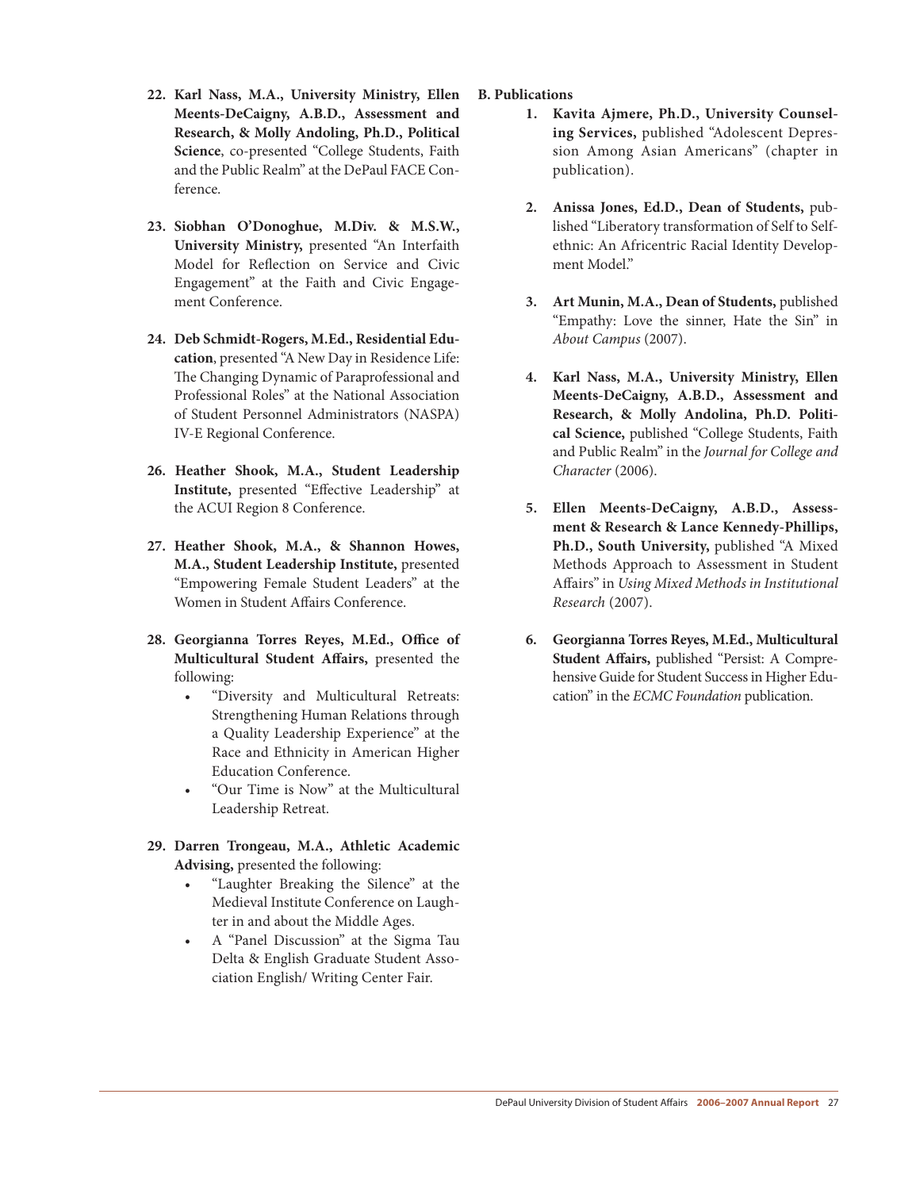22. **Karl Nass, M.A., University Ministry, Ellen Meents-DeCaigny, A.B.D., Assessment and Research, & Molly Andoling, Ph.D., Political Science**, co-presented "College Students, Faith and the Public Realm" at the DePaul FACE Conference.

23. **Siobhan O'Donoghue, M.Div. & M.S.W., University Ministry,** presented "An Interfaith Model for Reflection on Service and Civic Engagement" at the Faith and Civic Engagement Conference.

24. **Deb Schmidt-Rogers, M.Ed., Residential Education**, presented "A New Day in Residence Life: The Changing Dynamic of Paraprofessional and Professional Roles" at the National Association of Student Personnel Administrators (NASPA) IV-E Regional Conference.

26. **Heather Shook, M.A., Student Leadership Institute,** presented "Effective Leadership" at the ACUI Region 8 Conference.

27. **Heather Shook, M.A., & Shannon Howes, M.A., Student Leadership Institute,** presented "Empowering Female Student Leaders" at the Women in Student Affairs Conference.

28. **Georgianna Torres Reyes, M.Ed., Office of Multicultural Student Affairs,** presented the following:
    - "Diversity and Multicultural Retreats: Strengthening Human Relations through a Quality Leadership Experience" at the Race and Ethnicity in American Higher Education Conference.
    - "Our Time is Now" at the Multicultural Leadership Retreat.

29. **Darren Trongeau, M.A., Athletic Academic Advising,** presented the following:
    - "Laughter Breaking the Silence" at the Medieval Institute Conference on Laughter in and about the Middle Ages.
    - A "Panel Discussion" at the Sigma Tau Delta & English Graduate Student Association English/ Writing Center Fair.

**B. Publications**

1. **Kavita Ajmere, Ph.D., University Counseling Services,** published "Adolescent Depression Among Asian Americans" (chapter in publication).

2. **Anissa Jones, Ed.D., Dean of Students,** published "Liberatory transformation of Self to Self-ethnic: An Africentric Racial Identity Development Model."

3. **Art Munin, M.A., Dean of Students,** published "Empathy: Love the sinner, Hate the Sin" in *About Campus* (2007).

4. **Karl Nass, M.A., University Ministry, Ellen Meents-DeCaigny, A.B.D., Assessment and Research, & Molly Andolina, Ph.D. Political Science,** published "College Students, Faith and Public Realm" in the *Journal for College and Character* (2006).

5. **Ellen Meents-DeCaigny, A.B.D., Assessment & Research & Lance Kennedy-Phillips, Ph.D., South University,** published "A Mixed Methods Approach to Assessment in Student Affairs" in *Using Mixed Methods in Institutional Research* (2007).

6. **Georgianna Torres Reyes, M.Ed., Multicultural Student Affairs,** published "Persist: A Comprehensive Guide for Student Success in Higher Education" in the *ECMC Foundation* publication.